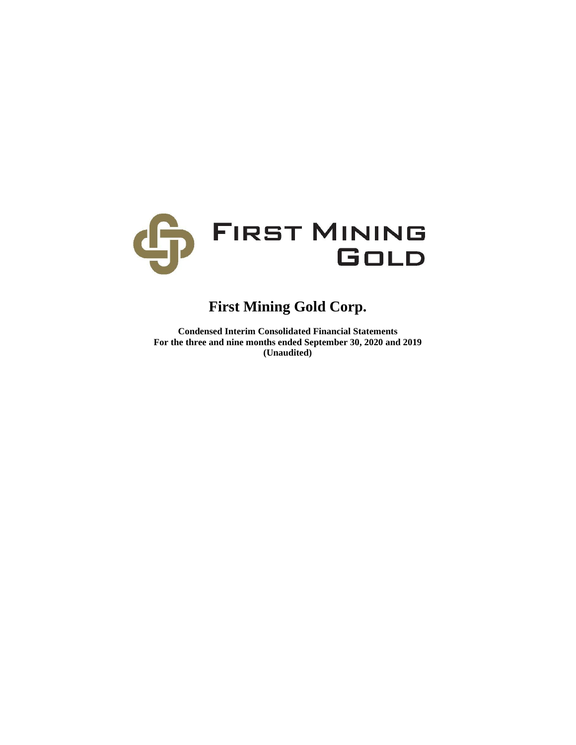FIRST MINING GOLD

# First Mining Gold Corp.

**Condensed Interim Consolidated Financial Statements**
**For the three and nine months ended September 30, 2020 and 2019**
**(Unaudited)**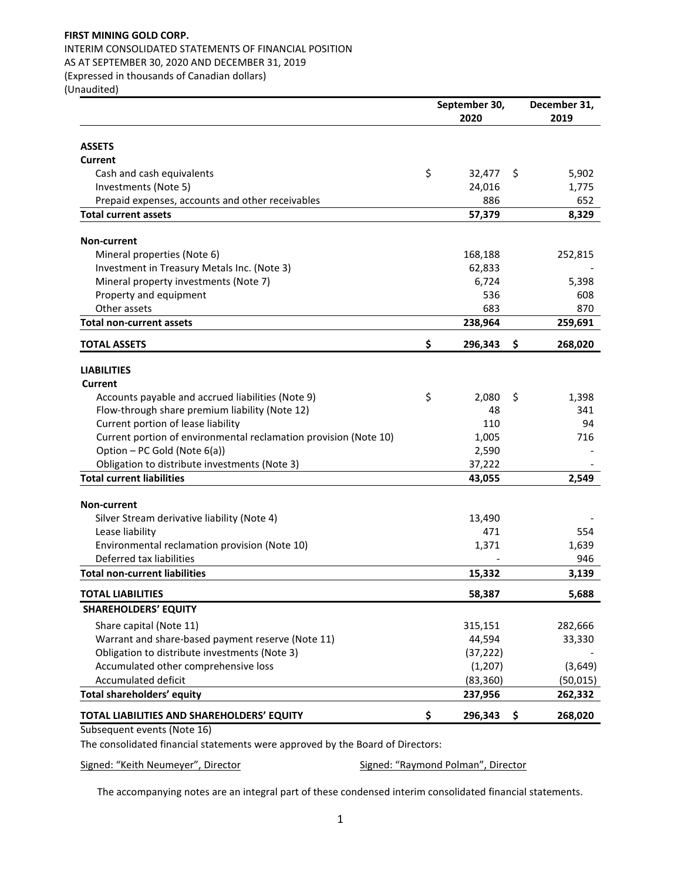**FIRST MINING GOLD CORP.**

INTERIM CONSOLIDATED STATEMENTS OF FINANCIAL POSITION
AS AT SEPTEMBER 30, 2020 AND DECEMBER 31, 2019
(Expressed in thousands of Canadian dollars)
(Unaudited)

| | September 30, 2020 | December 31, 2019 |
|---|---|---|
| **ASSETS** | | |
| **Current** | | |
| Cash and cash equivalents | $ 32,477 | $ 5,902 |
| Investments (Note 5) | 24,016 | 1,775 |
| Prepaid expenses, accounts and other receivables | 886 | 652 |
| **Total current assets** | **57,379** | **8,329** |
| **Non-current** | | |
| Mineral properties (Note 6) | 168,188 | 252,815 |
| Investment in Treasury Metals Inc. (Note 3) | 62,833 | - |
| Mineral property investments (Note 7) | 6,724 | 5,398 |
| Property and equipment | 536 | 608 |
| Other assets | 683 | 870 |
| **Total non-current assets** | **238,964** | **259,691** |
| **TOTAL ASSETS** | **$ 296,343** | **$ 268,020** |
| **LIABILITIES** | | |
| **Current** | | |
| Accounts payable and accrued liabilities (Note 9) | $ 2,080 | $ 1,398 |
| Flow-through share premium liability (Note 12) | 48 | 341 |
| Current portion of lease liability | 110 | 94 |
| Current portion of environmental reclamation provision (Note 10) | 1,005 | 716 |
| Option – PC Gold (Note 6(a)) | 2,590 | - |
| Obligation to distribute investments (Note 3) | 37,222 | - |
| **Total current liabilities** | **43,055** | **2,549** |
| **Non-current** | | |
| Silver Stream derivative liability (Note 4) | 13,490 | - |
| Lease liability | 471 | 554 |
| Environmental reclamation provision (Note 10) | 1,371 | 1,639 |
| Deferred tax liabilities | - | 946 |
| **Total non-current liabilities** | **15,332** | **3,139** |
| **TOTAL LIABILITIES** | **58,387** | **5,688** |
| **SHAREHOLDERS' EQUITY** | | |
| Share capital (Note 11) | 315,151 | 282,666 |
| Warrant and share-based payment reserve (Note 11) | 44,594 | 33,330 |
| Obligation to distribute investments (Note 3) | (37,222) | - |
| Accumulated other comprehensive loss | (1,207) | (3,649) |
| Accumulated deficit | (83,360) | (50,015) |
| **Total shareholders' equity** | **237,956** | **262,332** |
| **TOTAL LIABILITIES AND SHAREHOLDERS' EQUITY** | **$ 296,343** | **$ 268,020** |

Subsequent events (Note 16)

The consolidated financial statements were approved by the Board of Directors:

Signed: "Keith Neumeyer", Director

Signed: "Raymond Polman", Director

The accompanying notes are an integral part of these condensed interim consolidated financial statements.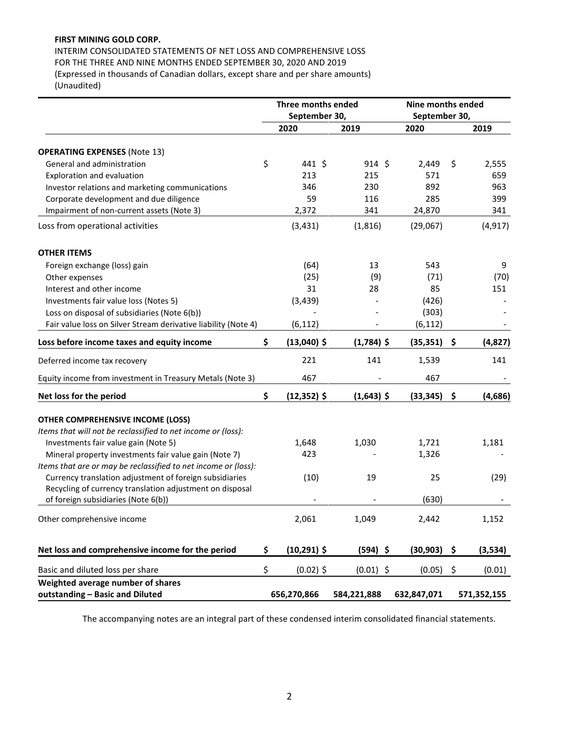**FIRST MINING GOLD CORP.**

INTERIM CONSOLIDATED STATEMENTS OF NET LOSS AND COMPREHENSIVE LOSS
FOR THE THREE AND NINE MONTHS ENDED SEPTEMBER 30, 2020 AND 2019
(Expressed in thousands of Canadian dollars, except share and per share amounts)
(Unaudited)

| | Three months ended September 30, | | Nine months ended September 30, | |
|---|---|---|---|---|
| | **2020** | **2019** | **2020** | **2019** |
| **OPERATING EXPENSES** (Note 13) | | | | |
| General and administration | $ 441 | $ 914 | $ 2,449 | $ 2,555 |
| Exploration and evaluation | 213 | 215 | 571 | 659 |
| Investor relations and marketing communications | 346 | 230 | 892 | 963 |
| Corporate development and due diligence | 59 | 116 | 285 | 399 |
| Impairment of non-current assets (Note 3) | 2,372 | 341 | 24,870 | 341 |
| Loss from operational activities | (3,431) | (1,816) | (29,067) | (4,917) |
| **OTHER ITEMS** | | | | |
| Foreign exchange (loss) gain | (64) | 13 | 543 | 9 |
| Other expenses | (25) | (9) | (71) | (70) |
| Interest and other income | 31 | 28 | 85 | 151 |
| Investments fair value loss (Notes 5) | (3,439) | - | (426) | - |
| Loss on disposal of subsidiaries (Note 6(b)) | - | - | (303) | - |
| Fair value loss on Silver Stream derivative liability (Note 4) | (6,112) | - | (6,112) | - |
| **Loss before income taxes and equity income** | **$ (13,040)** | **$ (1,784)** | **$ (35,351)** | **$ (4,827)** |
| Deferred income tax recovery | 221 | 141 | 1,539 | 141 |
| Equity income from investment in Treasury Metals (Note 3) | 467 | - | 467 | - |
| **Net loss for the period** | **$ (12,352)** | **$ (1,643)** | **$ (33,345)** | **$ (4,686)** |
| **OTHER COMPREHENSIVE INCOME (LOSS)** | | | | |
| *Items that will not be reclassified to net income or (loss):* | | | | |
| Investments fair value gain (Note 5) | 1,648 | 1,030 | 1,721 | 1,181 |
| Mineral property investments fair value gain (Note 7) | 423 | - | 1,326 | - |
| *Items that are or may be reclassified to net income or (loss):* | | | | |
| Currency translation adjustment of foreign subsidiaries | (10) | 19 | 25 | (29) |
| Recycling of currency translation adjustment on disposal of foreign subsidiaries (Note 6(b)) | - | - | (630) | - |
| Other comprehensive income | 2,061 | 1,049 | 2,442 | 1,152 |
| **Net loss and comprehensive income for the period** | **$ (10,291)** | **$ (594)** | **$ (30,903)** | **$ (3,534)** |
| Basic and diluted loss per share | $ (0.02) | $ (0.01) | $ (0.05) | $ (0.01) |
| **Weighted average number of shares outstanding – Basic and Diluted** | **656,270,866** | **584,221,888** | **632,847,071** | **571,352,155** |

The accompanying notes are an integral part of these condensed interim consolidated financial statements.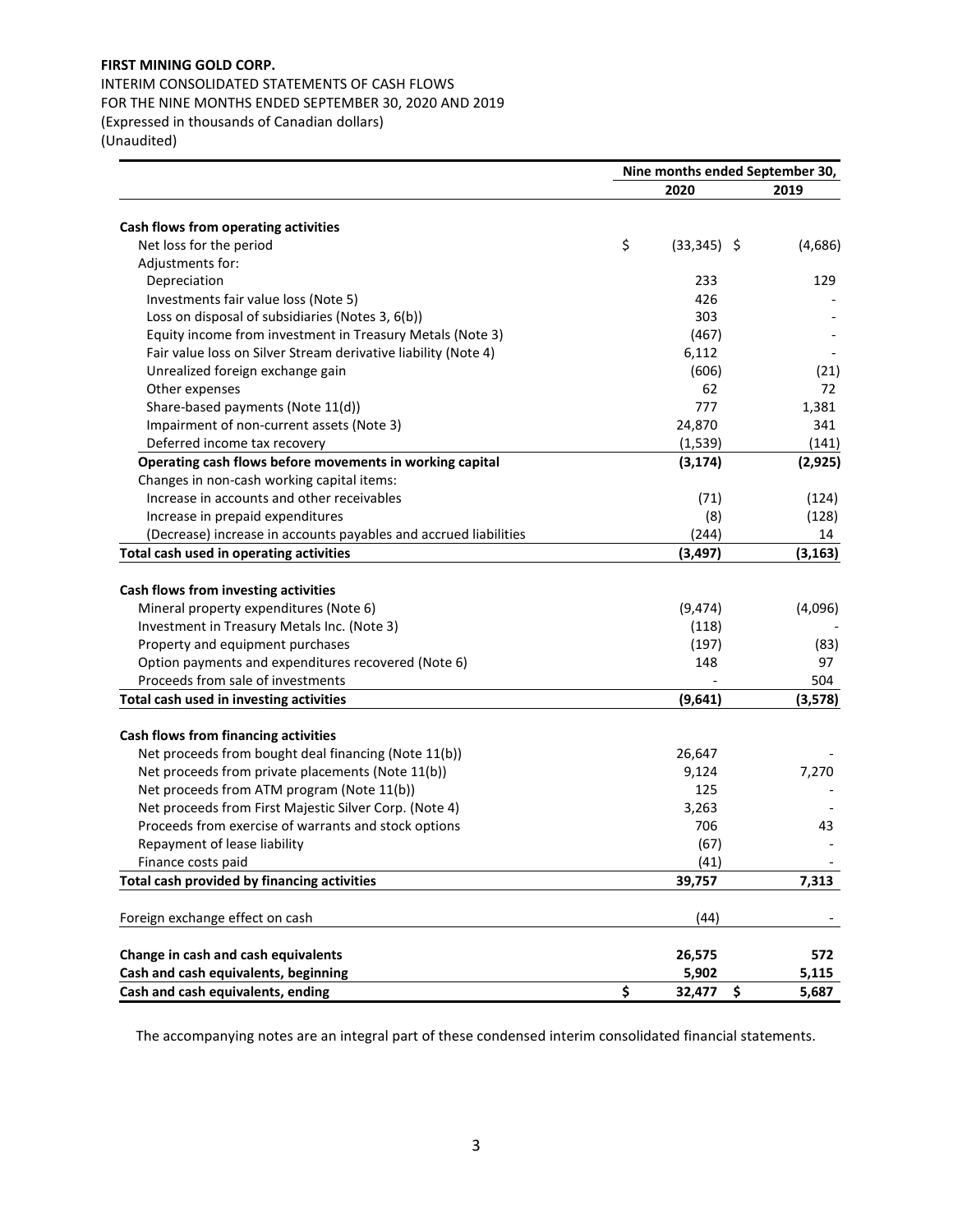**FIRST MINING GOLD CORP.**

INTERIM CONSOLIDATED STATEMENTS OF CASH FLOWS
FOR THE NINE MONTHS ENDED SEPTEMBER 30, 2020 AND 2019
(Expressed in thousands of Canadian dollars)
(Unaudited)

| | Nine months ended September 30, | |
|---|---|---|
| | **2020** | **2019** |
| **Cash flows from operating activities** | | |
| Net loss for the period | $ (33,345) | $ (4,686) |
| Adjustments for: | | |
| Depreciation | 233 | 129 |
| Investments fair value loss (Note 5) | 426 | - |
| Loss on disposal of subsidiaries (Notes 3, 6(b)) | 303 | - |
| Equity income from investment in Treasury Metals (Note 3) | (467) | - |
| Fair value loss on Silver Stream derivative liability (Note 4) | 6,112 | - |
| Unrealized foreign exchange gain | (606) | (21) |
| Other expenses | 62 | 72 |
| Share-based payments (Note 11(d)) | 777 | 1,381 |
| Impairment of non-current assets (Note 3) | 24,870 | 341 |
| Deferred income tax recovery | (1,539) | (141) |
| **Operating cash flows before movements in working capital** | **(3,174)** | **(2,925)** |
| Changes in non-cash working capital items: | | |
| Increase in accounts and other receivables | (71) | (124) |
| Increase in prepaid expenditures | (8) | (128) |
| (Decrease) increase in accounts payables and accrued liabilities | (244) | 14 |
| **Total cash used in operating activities** | **(3,497)** | **(3,163)** |
| **Cash flows from investing activities** | | |
| Mineral property expenditures (Note 6) | (9,474) | (4,096) |
| Investment in Treasury Metals Inc. (Note 3) | (118) | - |
| Property and equipment purchases | (197) | (83) |
| Option payments and expenditures recovered (Note 6) | 148 | 97 |
| Proceeds from sale of investments | - | 504 |
| **Total cash used in investing activities** | **(9,641)** | **(3,578)** |
| **Cash flows from financing activities** | | |
| Net proceeds from bought deal financing (Note 11(b)) | 26,647 | - |
| Net proceeds from private placements (Note 11(b)) | 9,124 | 7,270 |
| Net proceeds from ATM program (Note 11(b)) | 125 | - |
| Net proceeds from First Majestic Silver Corp. (Note 4) | 3,263 | - |
| Proceeds from exercise of warrants and stock options | 706 | 43 |
| Repayment of lease liability | (67) | - |
| Finance costs paid | (41) | - |
| **Total cash provided by financing activities** | **39,757** | **7,313** |
| Foreign exchange effect on cash | (44) | - |
| **Change in cash and cash equivalents** | **26,575** | **572** |
| **Cash and cash equivalents, beginning** | **5,902** | **5,115** |
| **Cash and cash equivalents, ending** | **$ 32,477** | **$ 5,687** |

The accompanying notes are an integral part of these condensed interim consolidated financial statements.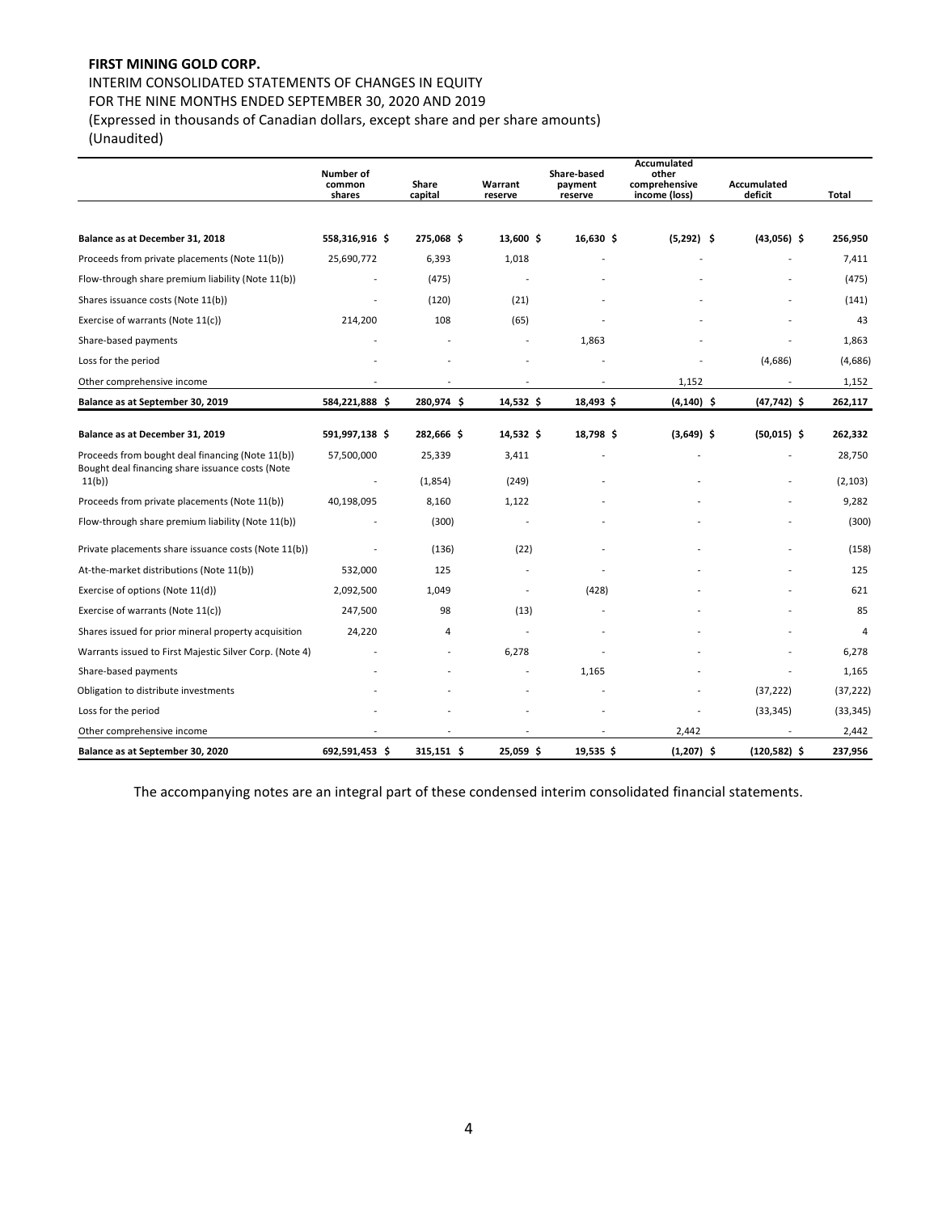**FIRST MINING GOLD CORP.**

INTERIM CONSOLIDATED STATEMENTS OF CHANGES IN EQUITY
FOR THE NINE MONTHS ENDED SEPTEMBER 30, 2020 AND 2019
(Expressed in thousands of Canadian dollars, except share and per share amounts)
(Unaudited)

| | Number of common shares | Share capital | Warrant reserve | Share-based payment reserve | Accumulated other comprehensive income (loss) | Accumulated deficit | Total |
|---|---|---|---|---|---|---|---|
| **Balance as at December 31, 2018** | **558,316,916 $** | **275,068 $** | **13,600 $** | **16,630 $** | **(5,292) $** | **(43,056) $** | **256,950** |
| Proceeds from private placements (Note 11(b)) | 25,690,772 | 6,393 | 1,018 | - | - | - | 7,411 |
| Flow-through share premium liability (Note 11(b)) | - | (475) | - | - | - | - | (475) |
| Shares issuance costs (Note 11(b)) | - | (120) | (21) | - | - | - | (141) |
| Exercise of warrants (Note 11(c)) | 214,200 | 108 | (65) | - | - | - | 43 |
| Share-based payments | - | - | - | 1,863 | - | - | 1,863 |
| Loss for the period | - | - | - | - | - | (4,686) | (4,686) |
| Other comprehensive income | - | - | - | - | 1,152 | - | 1,152 |
| **Balance as at September 30, 2019** | **584,221,888 $** | **280,974 $** | **14,532 $** | **18,493 $** | **(4,140) $** | **(47,742) $** | **262,117** |
| **Balance as at December 31, 2019** | **591,997,138 $** | **282,666 $** | **14,532 $** | **18,798 $** | **(3,649) $** | **(50,015) $** | **262,332** |
| Proceeds from bought deal financing (Note 11(b)) | 57,500,000 | 25,339 | 3,411 | - | - | - | 28,750 |
| Bought deal financing share issuance costs (Note 11(b)) | - | (1,854) | (249) | - | - | - | (2,103) |
| Proceeds from private placements (Note 11(b)) | 40,198,095 | 8,160 | 1,122 | - | - | - | 9,282 |
| Flow-through share premium liability (Note 11(b)) | - | (300) | - | - | - | - | (300) |
| Private placements share issuance costs (Note 11(b)) | - | (136) | (22) | - | - | - | (158) |
| At-the-market distributions (Note 11(b)) | 532,000 | 125 | - | - | - | - | 125 |
| Exercise of options (Note 11(d)) | 2,092,500 | 1,049 | - | (428) | - | - | 621 |
| Exercise of warrants (Note 11(c)) | 247,500 | 98 | (13) | - | - | - | 85 |
| Shares issued for prior mineral property acquisition | 24,220 | 4 | - | - | - | - | 4 |
| Warrants issued to First Majestic Silver Corp. (Note 4) | - | - | 6,278 | - | - | - | 6,278 |
| Share-based payments | - | - | - | 1,165 | - | - | 1,165 |
| Obligation to distribute investments | - | - | - | - | - | (37,222) | (37,222) |
| Loss for the period | - | - | - | - | - | (33,345) | (33,345) |
| Other comprehensive income | - | - | - | - | 2,442 | - | 2,442 |
| **Balance as at September 30, 2020** | **692,591,453 $** | **315,151 $** | **25,059 $** | **19,535 $** | **(1,207) $** | **(120,582) $** | **237,956** |

The accompanying notes are an integral part of these condensed interim consolidated financial statements.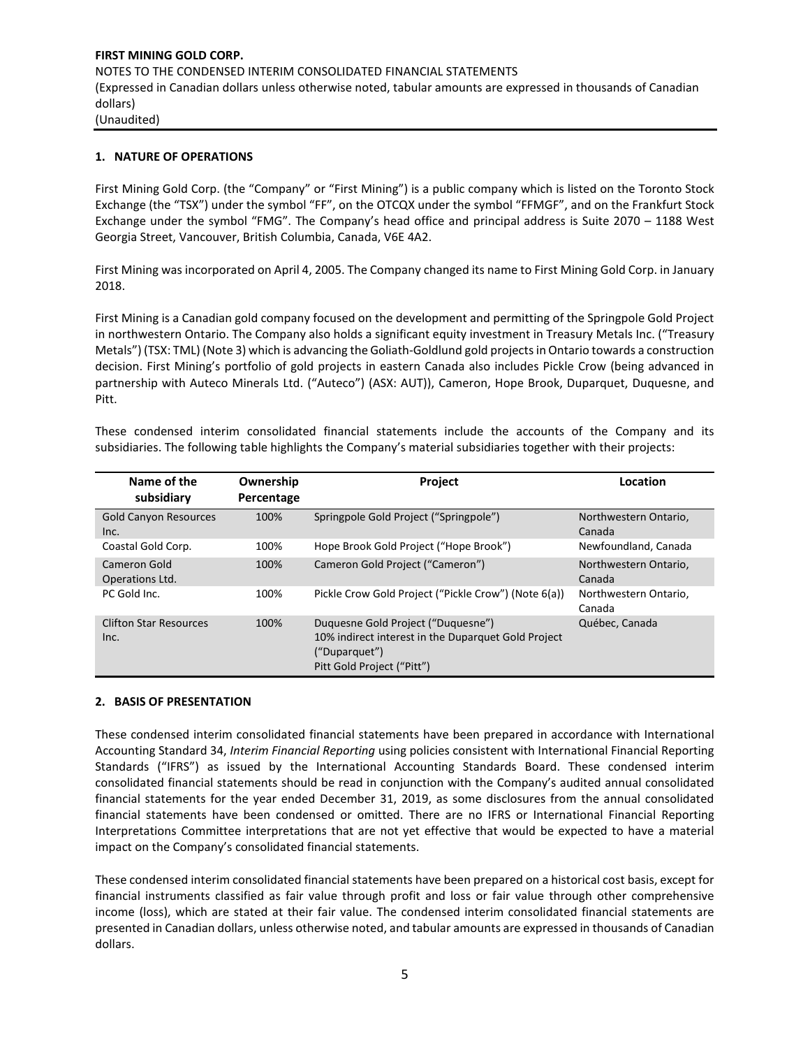## 1. NATURE OF OPERATIONS

First Mining Gold Corp. (the "Company" or "First Mining") is a public company which is listed on the Toronto Stock Exchange (the "TSX") under the symbol "FF", on the OTCQX under the symbol "FFMGF", and on the Frankfurt Stock Exchange under the symbol "FMG". The Company's head office and principal address is Suite 2070 – 1188 West Georgia Street, Vancouver, British Columbia, Canada, V6E 4A2.

First Mining was incorporated on April 4, 2005. The Company changed its name to First Mining Gold Corp. in January 2018.

First Mining is a Canadian gold company focused on the development and permitting of the Springpole Gold Project in northwestern Ontario. The Company also holds a significant equity investment in Treasury Metals Inc. ("Treasury Metals") (TSX: TML) (Note 3) which is advancing the Goliath-Goldlund gold projects in Ontario towards a construction decision. First Mining's portfolio of gold projects in eastern Canada also includes Pickle Crow (being advanced in partnership with Auteco Minerals Ltd. ("Auteco") (ASX: AUT)), Cameron, Hope Brook, Duparquet, Duquesne, and Pitt.

These condensed interim consolidated financial statements include the accounts of the Company and its subsidiaries. The following table highlights the Company's material subsidiaries together with their projects:

| Name of the subsidiary | Ownership Percentage | Project | Location |
|---|---|---|---|
| Gold Canyon Resources Inc. | 100% | Springpole Gold Project ("Springpole") | Northwestern Ontario, Canada |
| Coastal Gold Corp. | 100% | Hope Brook Gold Project ("Hope Brook") | Newfoundland, Canada |
| Cameron Gold Operations Ltd. | 100% | Cameron Gold Project ("Cameron") | Northwestern Ontario, Canada |
| PC Gold Inc. | 100% | Pickle Crow Gold Project ("Pickle Crow") (Note 6(a)) | Northwestern Ontario, Canada |
| Clifton Star Resources Inc. | 100% | Duquesne Gold Project ("Duquesne")<br>10% indirect interest in the Duparquet Gold Project ("Duparquet")<br>Pitt Gold Project ("Pitt") | Québec, Canada |

## 2. BASIS OF PRESENTATION

These condensed interim consolidated financial statements have been prepared in accordance with International Accounting Standard 34, *Interim Financial Reporting* using policies consistent with International Financial Reporting Standards ("IFRS") as issued by the International Accounting Standards Board. These condensed interim consolidated financial statements should be read in conjunction with the Company's audited annual consolidated financial statements for the year ended December 31, 2019, as some disclosures from the annual consolidated financial statements have been condensed or omitted. There are no IFRS or International Financial Reporting Interpretations Committee interpretations that are not yet effective that would be expected to have a material impact on the Company's consolidated financial statements.

These condensed interim consolidated financial statements have been prepared on a historical cost basis, except for financial instruments classified as fair value through profit and loss or fair value through other comprehensive income (loss), which are stated at their fair value. The condensed interim consolidated financial statements are presented in Canadian dollars, unless otherwise noted, and tabular amounts are expressed in thousands of Canadian dollars.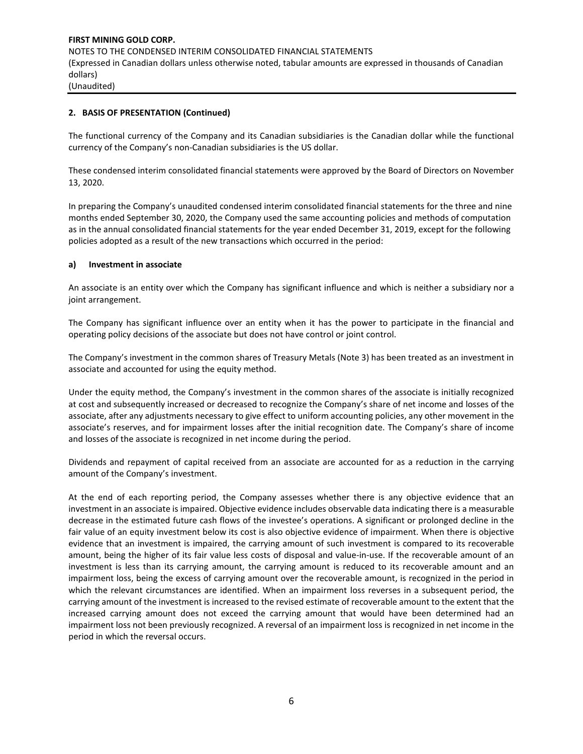## 2. BASIS OF PRESENTATION (Continued)

The functional currency of the Company and its Canadian subsidiaries is the Canadian dollar while the functional currency of the Company's non-Canadian subsidiaries is the US dollar.

These condensed interim consolidated financial statements were approved by the Board of Directors on November 13, 2020.

In preparing the Company's unaudited condensed interim consolidated financial statements for the three and nine months ended September 30, 2020, the Company used the same accounting policies and methods of computation as in the annual consolidated financial statements for the year ended December 31, 2019, except for the following policies adopted as a result of the new transactions which occurred in the period:

### a) Investment in associate

An associate is an entity over which the Company has significant influence and which is neither a subsidiary nor a joint arrangement.

The Company has significant influence over an entity when it has the power to participate in the financial and operating policy decisions of the associate but does not have control or joint control.

The Company's investment in the common shares of Treasury Metals (Note 3) has been treated as an investment in associate and accounted for using the equity method.

Under the equity method, the Company's investment in the common shares of the associate is initially recognized at cost and subsequently increased or decreased to recognize the Company's share of net income and losses of the associate, after any adjustments necessary to give effect to uniform accounting policies, any other movement in the associate's reserves, and for impairment losses after the initial recognition date. The Company's share of income and losses of the associate is recognized in net income during the period.

Dividends and repayment of capital received from an associate are accounted for as a reduction in the carrying amount of the Company's investment.

At the end of each reporting period, the Company assesses whether there is any objective evidence that an investment in an associate is impaired. Objective evidence includes observable data indicating there is a measurable decrease in the estimated future cash flows of the investee's operations. A significant or prolonged decline in the fair value of an equity investment below its cost is also objective evidence of impairment. When there is objective evidence that an investment is impaired, the carrying amount of such investment is compared to its recoverable amount, being the higher of its fair value less costs of disposal and value-in-use. If the recoverable amount of an investment is less than its carrying amount, the carrying amount is reduced to its recoverable amount and an impairment loss, being the excess of carrying amount over the recoverable amount, is recognized in the period in which the relevant circumstances are identified. When an impairment loss reverses in a subsequent period, the carrying amount of the investment is increased to the revised estimate of recoverable amount to the extent that the increased carrying amount does not exceed the carrying amount that would have been determined had an impairment loss not been previously recognized. A reversal of an impairment loss is recognized in net income in the period in which the reversal occurs.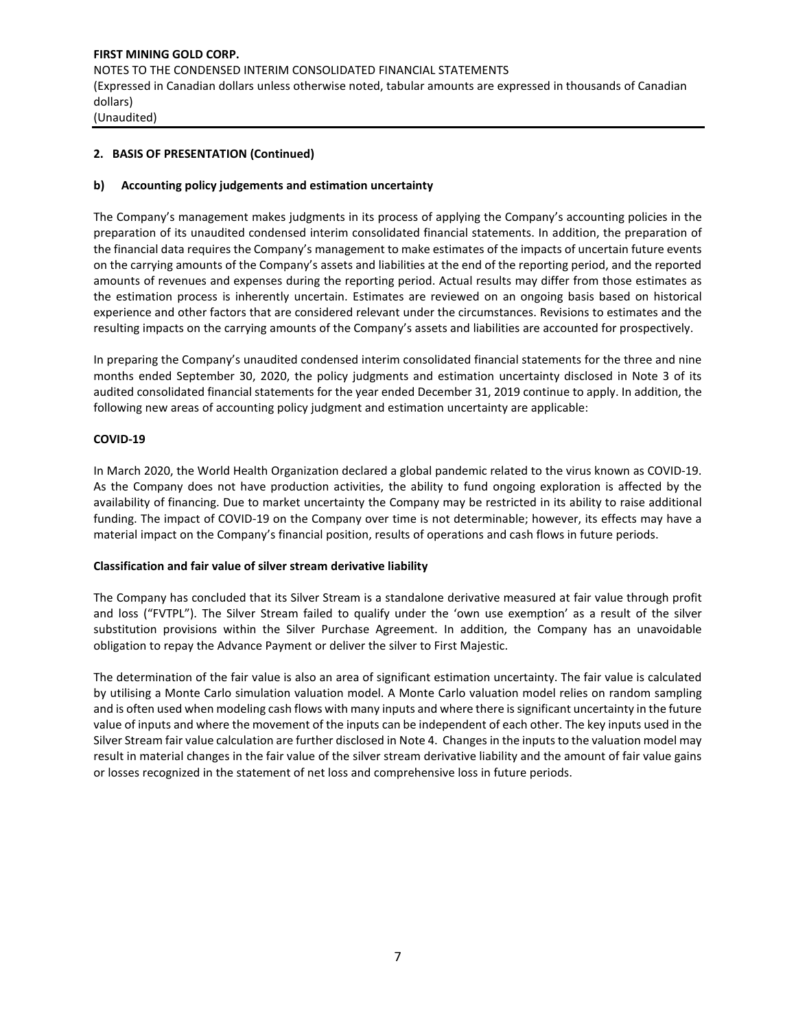## 2. BASIS OF PRESENTATION (Continued)

### b) Accounting policy judgements and estimation uncertainty

The Company's management makes judgments in its process of applying the Company's accounting policies in the preparation of its unaudited condensed interim consolidated financial statements. In addition, the preparation of the financial data requires the Company's management to make estimates of the impacts of uncertain future events on the carrying amounts of the Company's assets and liabilities at the end of the reporting period, and the reported amounts of revenues and expenses during the reporting period. Actual results may differ from those estimates as the estimation process is inherently uncertain. Estimates are reviewed on an ongoing basis based on historical experience and other factors that are considered relevant under the circumstances. Revisions to estimates and the resulting impacts on the carrying amounts of the Company's assets and liabilities are accounted for prospectively.

In preparing the Company's unaudited condensed interim consolidated financial statements for the three and nine months ended September 30, 2020, the policy judgments and estimation uncertainty disclosed in Note 3 of its audited consolidated financial statements for the year ended December 31, 2019 continue to apply. In addition, the following new areas of accounting policy judgment and estimation uncertainty are applicable:

**COVID-19**

In March 2020, the World Health Organization declared a global pandemic related to the virus known as COVID-19. As the Company does not have production activities, the ability to fund ongoing exploration is affected by the availability of financing. Due to market uncertainty the Company may be restricted in its ability to raise additional funding. The impact of COVID-19 on the Company over time is not determinable; however, its effects may have a material impact on the Company's financial position, results of operations and cash flows in future periods.

**Classification and fair value of silver stream derivative liability**

The Company has concluded that its Silver Stream is a standalone derivative measured at fair value through profit and loss ("FVTPL"). The Silver Stream failed to qualify under the 'own use exemption' as a result of the silver substitution provisions within the Silver Purchase Agreement. In addition, the Company has an unavoidable obligation to repay the Advance Payment or deliver the silver to First Majestic.

The determination of the fair value is also an area of significant estimation uncertainty. The fair value is calculated by utilising a Monte Carlo simulation valuation model. A Monte Carlo valuation model relies on random sampling and is often used when modeling cash flows with many inputs and where there is significant uncertainty in the future value of inputs and where the movement of the inputs can be independent of each other. The key inputs used in the Silver Stream fair value calculation are further disclosed in Note 4. Changes in the inputs to the valuation model may result in material changes in the fair value of the silver stream derivative liability and the amount of fair value gains or losses recognized in the statement of net loss and comprehensive loss in future periods.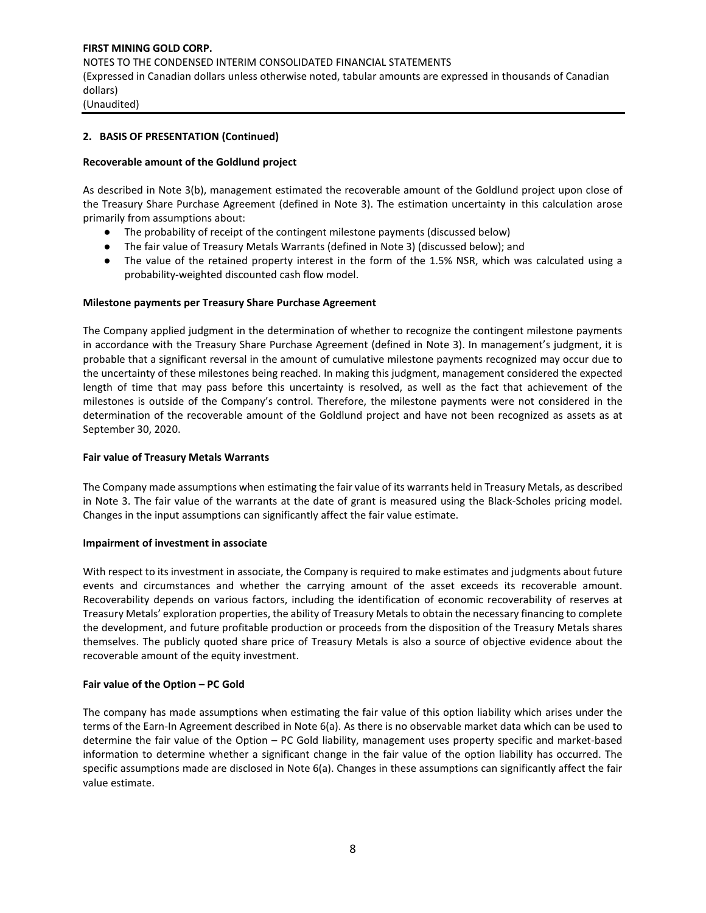## 2. BASIS OF PRESENTATION (Continued)

**Recoverable amount of the Goldlund project**

As described in Note 3(b), management estimated the recoverable amount of the Goldlund project upon close of the Treasury Share Purchase Agreement (defined in Note 3). The estimation uncertainty in this calculation arose primarily from assumptions about:

- The probability of receipt of the contingent milestone payments (discussed below)
- The fair value of Treasury Metals Warrants (defined in Note 3) (discussed below); and
- The value of the retained property interest in the form of the 1.5% NSR, which was calculated using a probability-weighted discounted cash flow model.

**Milestone payments per Treasury Share Purchase Agreement**

The Company applied judgment in the determination of whether to recognize the contingent milestone payments in accordance with the Treasury Share Purchase Agreement (defined in Note 3). In management's judgment, it is probable that a significant reversal in the amount of cumulative milestone payments recognized may occur due to the uncertainty of these milestones being reached. In making this judgment, management considered the expected length of time that may pass before this uncertainty is resolved, as well as the fact that achievement of the milestones is outside of the Company's control. Therefore, the milestone payments were not considered in the determination of the recoverable amount of the Goldlund project and have not been recognized as assets as at September 30, 2020.

**Fair value of Treasury Metals Warrants**

The Company made assumptions when estimating the fair value of its warrants held in Treasury Metals, as described in Note 3. The fair value of the warrants at the date of grant is measured using the Black-Scholes pricing model. Changes in the input assumptions can significantly affect the fair value estimate.

**Impairment of investment in associate**

With respect to its investment in associate, the Company is required to make estimates and judgments about future events and circumstances and whether the carrying amount of the asset exceeds its recoverable amount. Recoverability depends on various factors, including the identification of economic recoverability of reserves at Treasury Metals' exploration properties, the ability of Treasury Metals to obtain the necessary financing to complete the development, and future profitable production or proceeds from the disposition of the Treasury Metals shares themselves. The publicly quoted share price of Treasury Metals is also a source of objective evidence about the recoverable amount of the equity investment.

**Fair value of the Option – PC Gold**

The company has made assumptions when estimating the fair value of this option liability which arises under the terms of the Earn-In Agreement described in Note 6(a). As there is no observable market data which can be used to determine the fair value of the Option – PC Gold liability, management uses property specific and market-based information to determine whether a significant change in the fair value of the option liability has occurred. The specific assumptions made are disclosed in Note 6(a). Changes in these assumptions can significantly affect the fair value estimate.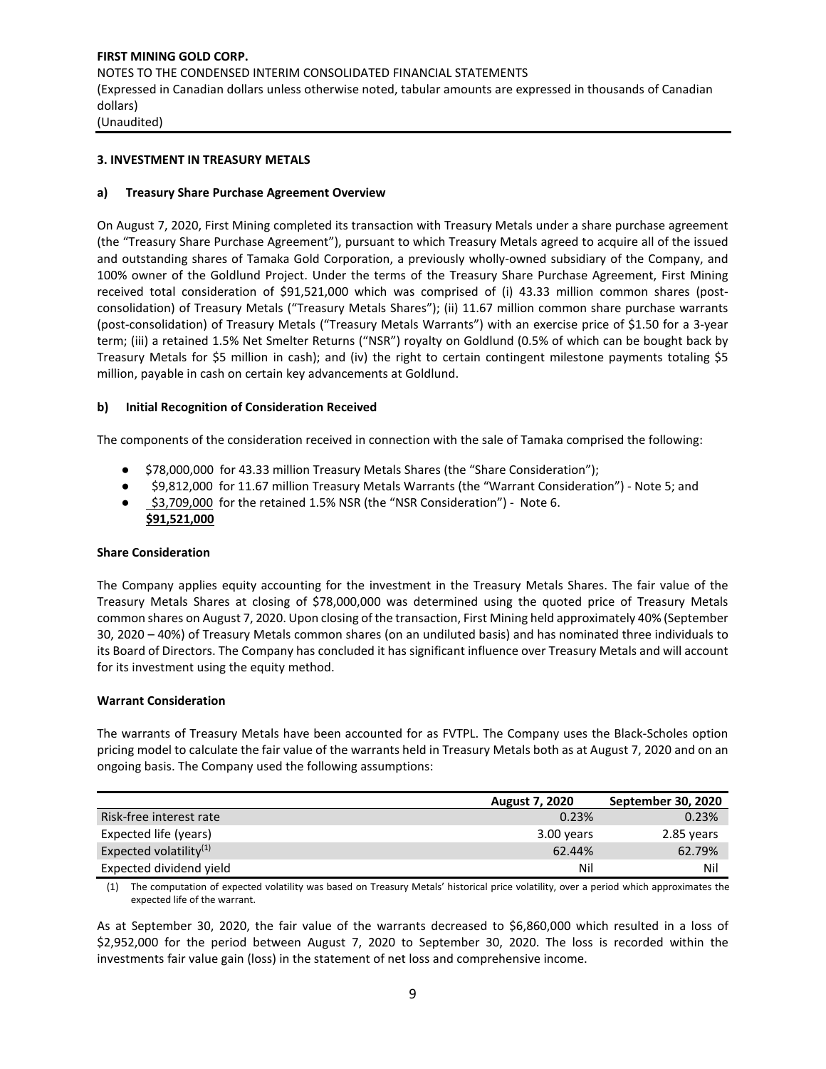### 3. INVESTMENT IN TREASURY METALS

#### a) Treasury Share Purchase Agreement Overview

On August 7, 2020, First Mining completed its transaction with Treasury Metals under a share purchase agreement (the "Treasury Share Purchase Agreement"), pursuant to which Treasury Metals agreed to acquire all of the issued and outstanding shares of Tamaka Gold Corporation, a previously wholly-owned subsidiary of the Company, and 100% owner of the Goldlund Project. Under the terms of the Treasury Share Purchase Agreement, First Mining received total consideration of $91,521,000 which was comprised of (i) 43.33 million common shares (post-consolidation) of Treasury Metals ("Treasury Metals Shares"); (ii) 11.67 million common share purchase warrants (post-consolidation) of Treasury Metals ("Treasury Metals Warrants") with an exercise price of $1.50 for a 3-year term; (iii) a retained 1.5% Net Smelter Returns ("NSR") royalty on Goldlund (0.5% of which can be bought back by Treasury Metals for $5 million in cash); and (iv) the right to certain contingent milestone payments totaling $5 million, payable in cash on certain key advancements at Goldlund.

#### b) Initial Recognition of Consideration Received

The components of the consideration received in connection with the sale of Tamaka comprised the following:

- $78,000,000 for 43.33 million Treasury Metals Shares (the "Share Consideration");
- $9,812,000 for 11.67 million Treasury Metals Warrants (the "Warrant Consideration") - Note 5; and
- $3,709,000 for the retained 1.5% NSR (the "NSR Consideration") - Note 6.

**$91,521,000**

**Share Consideration**

The Company applies equity accounting for the investment in the Treasury Metals Shares. The fair value of the Treasury Metals Shares at closing of $78,000,000 was determined using the quoted price of Treasury Metals common shares on August 7, 2020. Upon closing of the transaction, First Mining held approximately 40% (September 30, 2020 – 40%) of Treasury Metals common shares (on an undiluted basis) and has nominated three individuals to its Board of Directors. The Company has concluded it has significant influence over Treasury Metals and will account for its investment using the equity method.

**Warrant Consideration**

The warrants of Treasury Metals have been accounted for as FVTPL. The Company uses the Black-Scholes option pricing model to calculate the fair value of the warrants held in Treasury Metals both as at August 7, 2020 and on an ongoing basis. The Company used the following assumptions:

| | August 7, 2020 | September 30, 2020 |
|---|---|---|
| Risk-free interest rate | 0.23% | 0.23% |
| Expected life (years) | 3.00 years | 2.85 years |
| Expected volatility[1] | 62.44% | 62.79% |
| Expected dividend yield | Nil | Nil |

(1) The computation of expected volatility was based on Treasury Metals' historical price volatility, over a period which approximates the expected life of the warrant.

As at September 30, 2020, the fair value of the warrants decreased to $6,860,000 which resulted in a loss of $2,952,000 for the period between August 7, 2020 to September 30, 2020. The loss is recorded within the investments fair value gain (loss) in the statement of net loss and comprehensive income.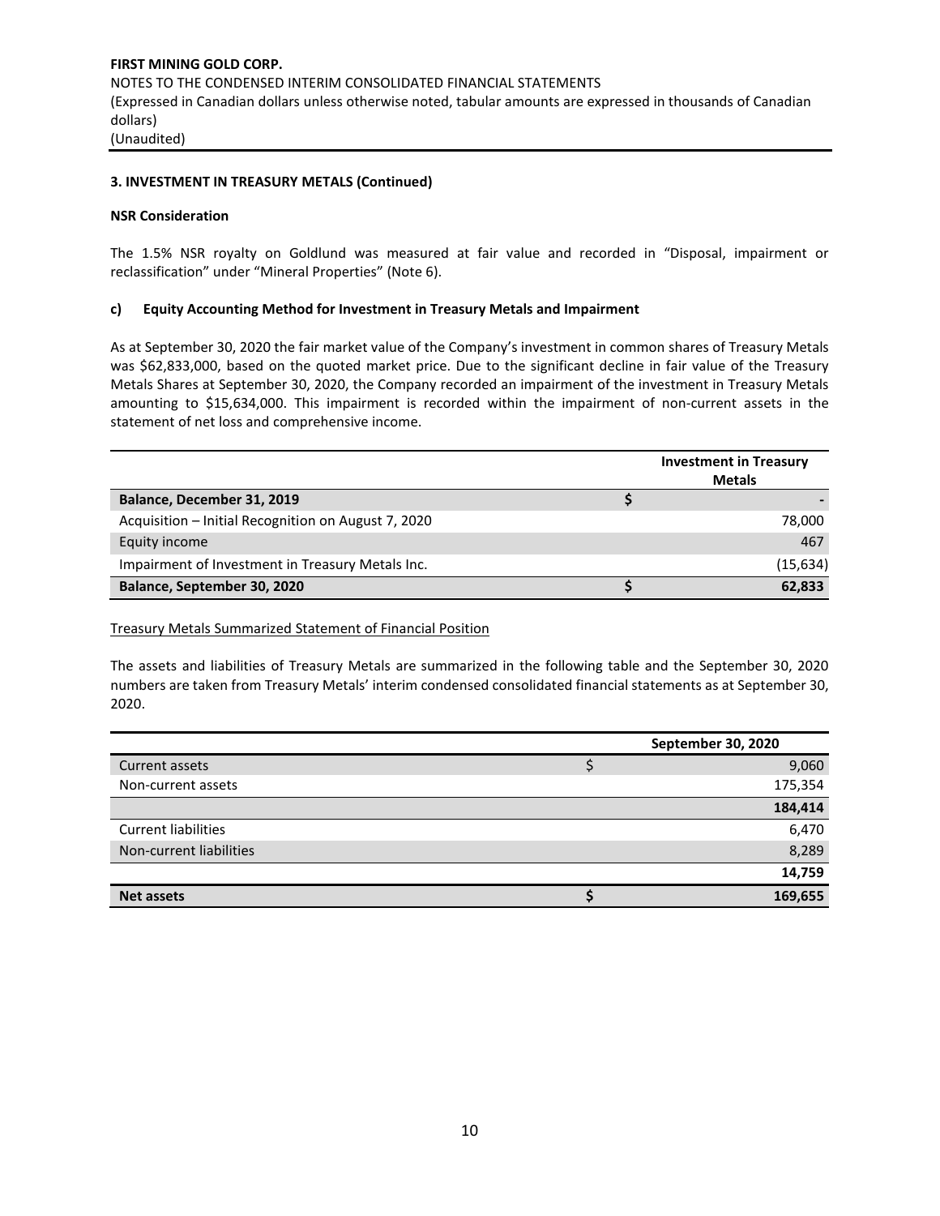## 3. INVESTMENT IN TREASURY METALS (Continued)

**NSR Consideration**

The 1.5% NSR royalty on Goldlund was measured at fair value and recorded in "Disposal, impairment or reclassification" under "Mineral Properties" (Note 6).

**c) Equity Accounting Method for Investment in Treasury Metals and Impairment**

As at September 30, 2020 the fair market value of the Company's investment in common shares of Treasury Metals was $62,833,000, based on the quoted market price. Due to the significant decline in fair value of the Treasury Metals Shares at September 30, 2020, the Company recorded an impairment of the investment in Treasury Metals amounting to $15,634,000. This impairment is recorded within the impairment of non-current assets in the statement of net loss and comprehensive income.

| | | Investment in Treasury Metals |
|---|---|---|
| **Balance, December 31, 2019** | **$** | **-** |
| Acquisition – Initial Recognition on August 7, 2020 | | 78,000 |
| Equity income | | 467 |
| Impairment of Investment in Treasury Metals Inc. | | (15,634) |
| **Balance, September 30, 2020** | **$** | **62,833** |

Treasury Metals Summarized Statement of Financial Position

The assets and liabilities of Treasury Metals are summarized in the following table and the September 30, 2020 numbers are taken from Treasury Metals' interim condensed consolidated financial statements as at September 30, 2020.

| | | September 30, 2020 |
|---|---|---|
| Current assets | $ | 9,060 |
| Non-current assets | | 175,354 |
| | | **184,414** |
| Current liabilities | | 6,470 |
| Non-current liabilities | | 8,289 |
| | | **14,759** |
| **Net assets** | **$** | **169,655** |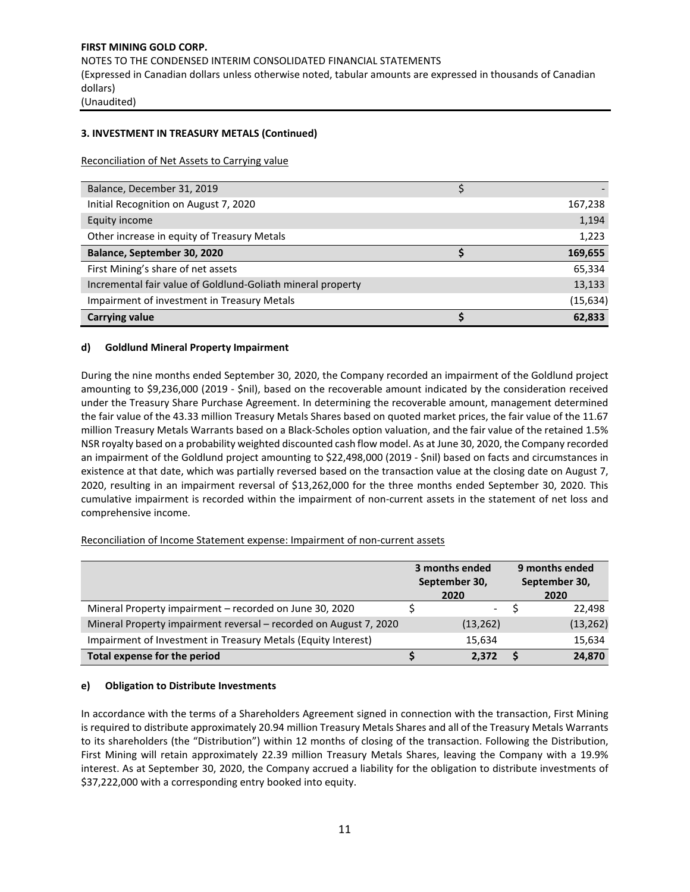### 3. INVESTMENT IN TREASURY METALS (Continued)

Reconciliation of Net Assets to Carrying value

| | | |
|---|---|---|
| Balance, December 31, 2019 | $ | - |
| Initial Recognition on August 7, 2020 | | 167,238 |
| Equity income | | 1,194 |
| Other increase in equity of Treasury Metals | | 1,223 |
| **Balance, September 30, 2020** | **$** | **169,655** |
| First Mining's share of net assets | | 65,334 |
| Incremental fair value of Goldlund-Goliath mineral property | | 13,133 |
| Impairment of investment in Treasury Metals | | (15,634) |
| **Carrying value** | **$** | **62,833** |

#### d) Goldlund Mineral Property Impairment

During the nine months ended September 30, 2020, the Company recorded an impairment of the Goldlund project amounting to $9,236,000 (2019 - $nil), based on the recoverable amount indicated by the consideration received under the Treasury Share Purchase Agreement. In determining the recoverable amount, management determined the fair value of the 43.33 million Treasury Metals Shares based on quoted market prices, the fair value of the 11.67 million Treasury Metals Warrants based on a Black-Scholes option valuation, and the fair value of the retained 1.5% NSR royalty based on a probability weighted discounted cash flow model. As at June 30, 2020, the Company recorded an impairment of the Goldlund project amounting to $22,498,000 (2019 - $nil) based on facts and circumstances in existence at that date, which was partially reversed based on the transaction value at the closing date on August 7, 2020, resulting in an impairment reversal of $13,262,000 for the three months ended September 30, 2020. This cumulative impairment is recorded within the impairment of non-current assets in the statement of net loss and comprehensive income.

Reconciliation of Income Statement expense: Impairment of non-current assets

| | | 3 months ended September 30, 2020 | | 9 months ended September 30, 2020 |
|---|---|---|---|---|
| Mineral Property impairment – recorded on June 30, 2020 | $ | - | $ | 22,498 |
| Mineral Property impairment reversal – recorded on August 7, 2020 | | (13,262) | | (13,262) |
| Impairment of Investment in Treasury Metals (Equity Interest) | | 15,634 | | 15,634 |
| **Total expense for the period** | **$** | **2,372** | **$** | **24,870** |

#### e) Obligation to Distribute Investments

In accordance with the terms of a Shareholders Agreement signed in connection with the transaction, First Mining is required to distribute approximately 20.94 million Treasury Metals Shares and all of the Treasury Metals Warrants to its shareholders (the "Distribution") within 12 months of closing of the transaction. Following the Distribution, First Mining will retain approximately 22.39 million Treasury Metals Shares, leaving the Company with a 19.9% interest. As at September 30, 2020, the Company accrued a liability for the obligation to distribute investments of $37,222,000 with a corresponding entry booked into equity.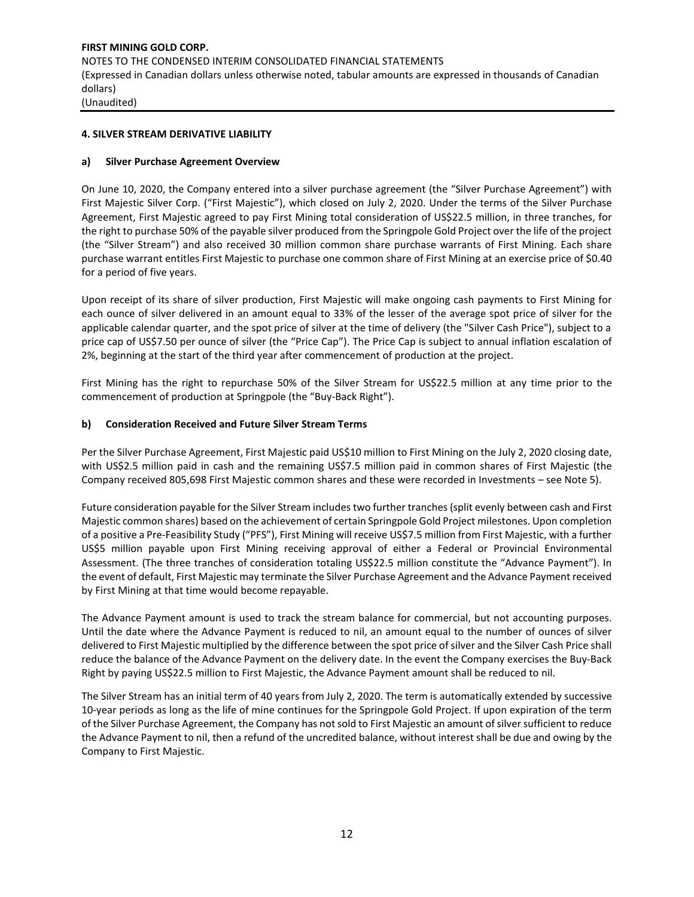#### 4. SILVER STREAM DERIVATIVE LIABILITY

**a) Silver Purchase Agreement Overview**

On June 10, 2020, the Company entered into a silver purchase agreement (the "Silver Purchase Agreement") with First Majestic Silver Corp. ("First Majestic"), which closed on July 2, 2020. Under the terms of the Silver Purchase Agreement, First Majestic agreed to pay First Mining total consideration of US$22.5 million, in three tranches, for the right to purchase 50% of the payable silver produced from the Springpole Gold Project over the life of the project (the "Silver Stream") and also received 30 million common share purchase warrants of First Mining. Each share purchase warrant entitles First Majestic to purchase one common share of First Mining at an exercise price of $0.40 for a period of five years.

Upon receipt of its share of silver production, First Majestic will make ongoing cash payments to First Mining for each ounce of silver delivered in an amount equal to 33% of the lesser of the average spot price of silver for the applicable calendar quarter, and the spot price of silver at the time of delivery (the "Silver Cash Price"), subject to a price cap of US$7.50 per ounce of silver (the "Price Cap"). The Price Cap is subject to annual inflation escalation of 2%, beginning at the start of the third year after commencement of production at the project.

First Mining has the right to repurchase 50% of the Silver Stream for US$22.5 million at any time prior to the commencement of production at Springpole (the "Buy-Back Right").

**b) Consideration Received and Future Silver Stream Terms**

Per the Silver Purchase Agreement, First Majestic paid US$10 million to First Mining on the July 2, 2020 closing date, with US$2.5 million paid in cash and the remaining US$7.5 million paid in common shares of First Majestic (the Company received 805,698 First Majestic common shares and these were recorded in Investments – see Note 5).

Future consideration payable for the Silver Stream includes two further tranches (split evenly between cash and First Majestic common shares) based on the achievement of certain Springpole Gold Project milestones. Upon completion of a positive a Pre-Feasibility Study ("PFS"), First Mining will receive US$7.5 million from First Majestic, with a further US$5 million payable upon First Mining receiving approval of either a Federal or Provincial Environmental Assessment. (The three tranches of consideration totaling US$22.5 million constitute the "Advance Payment"). In the event of default, First Majestic may terminate the Silver Purchase Agreement and the Advance Payment received by First Mining at that time would become repayable.

The Advance Payment amount is used to track the stream balance for commercial, but not accounting purposes. Until the date where the Advance Payment is reduced to nil, an amount equal to the number of ounces of silver delivered to First Majestic multiplied by the difference between the spot price of silver and the Silver Cash Price shall reduce the balance of the Advance Payment on the delivery date. In the event the Company exercises the Buy-Back Right by paying US$22.5 million to First Majestic, the Advance Payment amount shall be reduced to nil.

The Silver Stream has an initial term of 40 years from July 2, 2020. The term is automatically extended by successive 10-year periods as long as the life of mine continues for the Springpole Gold Project. If upon expiration of the term of the Silver Purchase Agreement, the Company has not sold to First Majestic an amount of silver sufficient to reduce the Advance Payment to nil, then a refund of the uncredited balance, without interest shall be due and owing by the Company to First Majestic.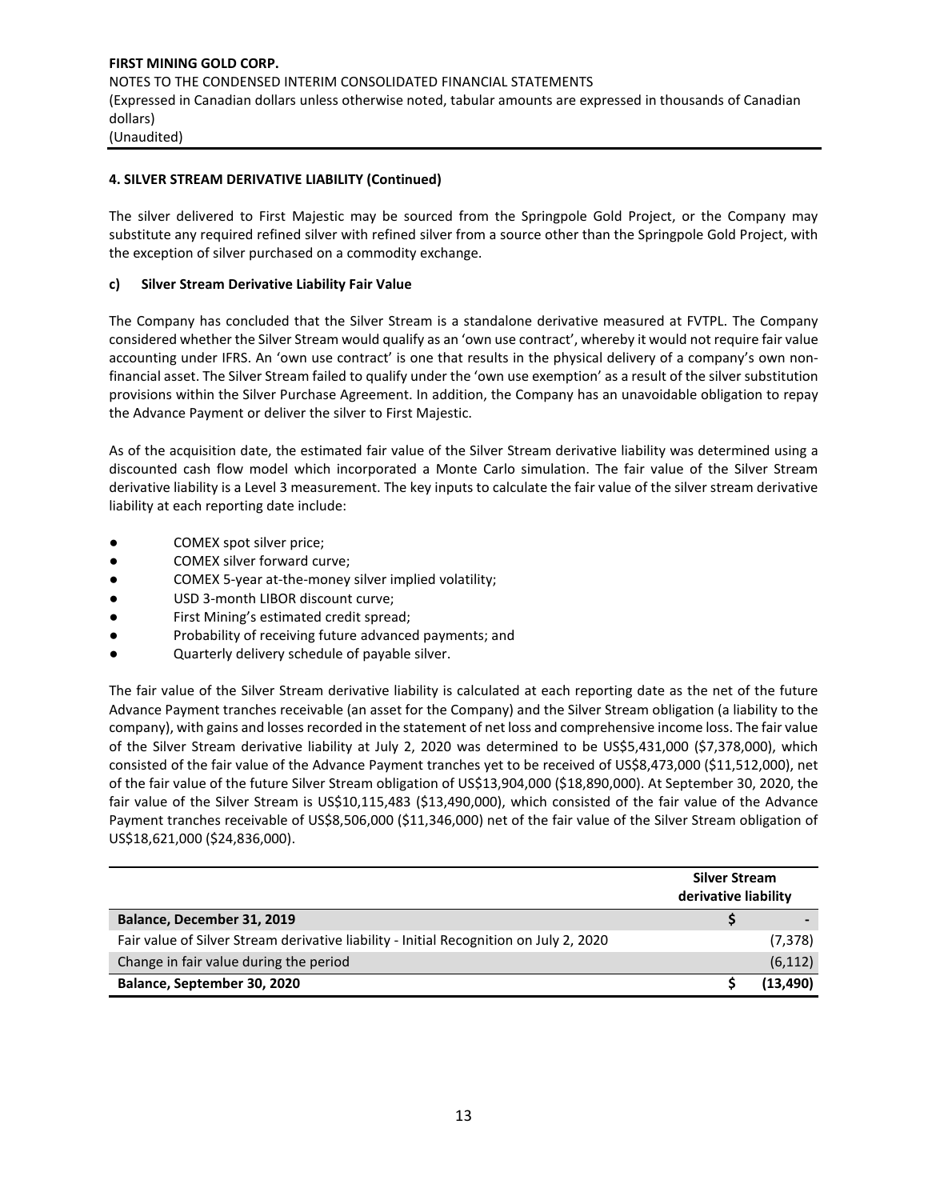#### 4. SILVER STREAM DERIVATIVE LIABILITY (Continued)

The silver delivered to First Majestic may be sourced from the Springpole Gold Project, or the Company may substitute any required refined silver with refined silver from a source other than the Springpole Gold Project, with the exception of silver purchased on a commodity exchange.

#### c) Silver Stream Derivative Liability Fair Value

The Company has concluded that the Silver Stream is a standalone derivative measured at FVTPL. The Company considered whether the Silver Stream would qualify as an 'own use contract', whereby it would not require fair value accounting under IFRS. An 'own use contract' is one that results in the physical delivery of a company's own non-financial asset. The Silver Stream failed to qualify under the 'own use exemption' as a result of the silver substitution provisions within the Silver Purchase Agreement. In addition, the Company has an unavoidable obligation to repay the Advance Payment or deliver the silver to First Majestic.

As of the acquisition date, the estimated fair value of the Silver Stream derivative liability was determined using a discounted cash flow model which incorporated a Monte Carlo simulation. The fair value of the Silver Stream derivative liability is a Level 3 measurement. The key inputs to calculate the fair value of the silver stream derivative liability at each reporting date include:

- COMEX spot silver price;
- COMEX silver forward curve;
- COMEX 5-year at-the-money silver implied volatility;
- USD 3-month LIBOR discount curve;
- First Mining's estimated credit spread;
- Probability of receiving future advanced payments; and
- Quarterly delivery schedule of payable silver.

The fair value of the Silver Stream derivative liability is calculated at each reporting date as the net of the future Advance Payment tranches receivable (an asset for the Company) and the Silver Stream obligation (a liability to the company), with gains and losses recorded in the statement of net loss and comprehensive income loss. The fair value of the Silver Stream derivative liability at July 2, 2020 was determined to be US$5,431,000 ($7,378,000), which consisted of the fair value of the Advance Payment tranches yet to be received of US$8,473,000 ($11,512,000), net of the fair value of the future Silver Stream obligation of US$13,904,000 ($18,890,000). At September 30, 2020, the fair value of the Silver Stream is US$10,115,483 ($13,490,000), which consisted of the fair value of the Advance Payment tranches receivable of US$8,506,000 ($11,346,000) net of the fair value of the Silver Stream obligation of US$18,621,000 ($24,836,000).

| | | Silver Stream derivative liability |
|---|---|---|
| **Balance, December 31, 2019** | **$** | **-** |
| Fair value of Silver Stream derivative liability - Initial Recognition on July 2, 2020 | | (7,378) |
| Change in fair value during the period | | (6,112) |
| **Balance, September 30, 2020** | **$** | **(13,490)** |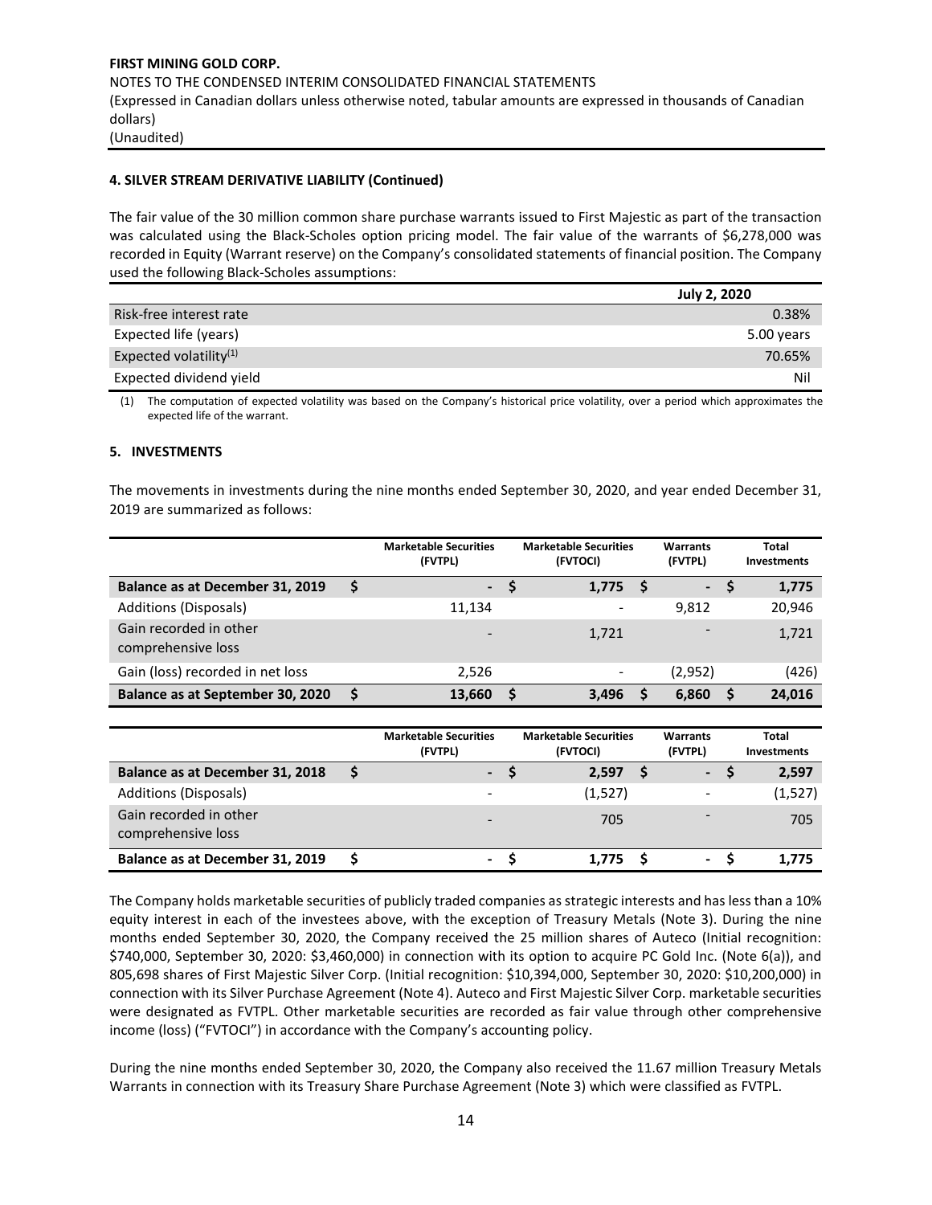## 4. SILVER STREAM DERIVATIVE LIABILITY (Continued)

The fair value of the 30 million common share purchase warrants issued to First Majestic as part of the transaction was calculated using the Black-Scholes option pricing model. The fair value of the warrants of $6,278,000 was recorded in Equity (Warrant reserve) on the Company's consolidated statements of financial position. The Company used the following Black-Scholes assumptions:

| | July 2, 2020 |
|---|---|
| Risk-free interest rate | 0.38% |
| Expected life (years) | 5.00 years |
| Expected volatility[(1)] | 70.65% |
| Expected dividend yield | Nil |

(1) The computation of expected volatility was based on the Company's historical price volatility, over a period which approximates the expected life of the warrant.

## 5. INVESTMENTS

The movements in investments during the nine months ended September 30, 2020, and year ended December 31, 2019 are summarized as follows:

| | Marketable Securities (FVTPL) | Marketable Securities (FVTOCI) | Warrants (FVTPL) | Total Investments |
|---|---|---|---|---|
| **Balance as at December 31, 2019** | **$ -** | **$ 1,775** | **$ -** | **$ 1,775** |
| Additions (Disposals) | 11,134 | - | 9,812 | 20,946 |
| Gain recorded in other comprehensive loss | - | 1,721 | - | 1,721 |
| Gain (loss) recorded in net loss | 2,526 | - | (2,952) | (426) |
| **Balance as at September 30, 2020** | **$ 13,660** | **$ 3,496** | **$ 6,860** | **$ 24,016** |

| | Marketable Securities (FVTPL) | Marketable Securities (FVTOCI) | Warrants (FVTPL) | Total Investments |
|---|---|---|---|---|
| **Balance as at December 31, 2018** | **$ -** | **$ 2,597** | **$ -** | **$ 2,597** |
| Additions (Disposals) | - | (1,527) | - | (1,527) |
| Gain recorded in other comprehensive loss | - | 705 | - | 705 |
| **Balance as at December 31, 2019** | **$ -** | **$ 1,775** | **$ -** | **$ 1,775** |

The Company holds marketable securities of publicly traded companies as strategic interests and has less than a 10% equity interest in each of the investees above, with the exception of Treasury Metals (Note 3). During the nine months ended September 30, 2020, the Company received the 25 million shares of Auteco (Initial recognition: $740,000, September 30, 2020: $3,460,000) in connection with its option to acquire PC Gold Inc. (Note 6(a)), and 805,698 shares of First Majestic Silver Corp. (Initial recognition: $10,394,000, September 30, 2020: $10,200,000) in connection with its Silver Purchase Agreement (Note 4). Auteco and First Majestic Silver Corp. marketable securities were designated as FVTPL. Other marketable securities are recorded as fair value through other comprehensive income (loss) ("FVTOCI") in accordance with the Company's accounting policy.

During the nine months ended September 30, 2020, the Company also received the 11.67 million Treasury Metals Warrants in connection with its Treasury Share Purchase Agreement (Note 3) which were classified as FVTPL.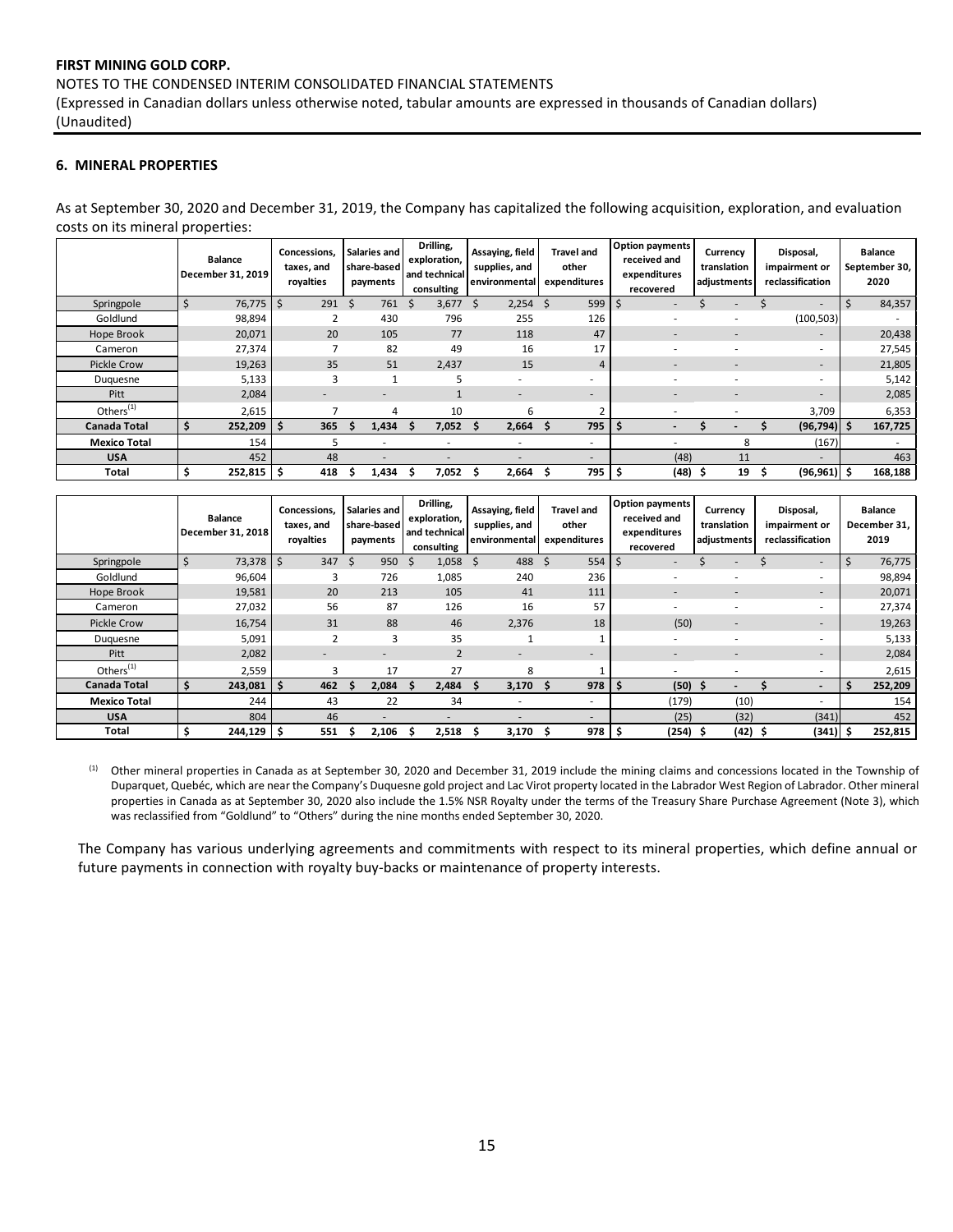## 6. MINERAL PROPERTIES

As at September 30, 2020 and December 31, 2019, the Company has capitalized the following acquisition, exploration, and evaluation costs on its mineral properties:

| | Balance December 31, 2019 | Concessions, taxes, and royalties | Salaries and share-based payments | Drilling, exploration, and technical consulting | Assaying, field supplies, and environmental | Travel and other expenditures | Option payments received and expenditures recovered | Currency translation adjustments | Disposal, impairment or reclassification | Balance September 30, 2020 |
|---|---|---|---|---|---|---|---|---|---|---|
| Springpole | $ 76,775 | $ 291 | $ 761 | $ 3,677 | $ 2,254 | $ 599 | $ - | $ - | $ - | $ 84,357 |
| Goldlund | 98,894 | 2 | 430 | 796 | 255 | 126 | - | - | (100,503) | - |
| Hope Brook | 20,071 | 20 | 105 | 77 | 118 | 47 | - | - | - | 20,438 |
| Cameron | 27,374 | 7 | 82 | 49 | 16 | 17 | - | - | - | 27,545 |
| Pickle Crow | 19,263 | 35 | 51 | 2,437 | 15 | 4 | - | - | - | 21,805 |
| Duquesne | 5,133 | 3 | 1 | 5 | - | - | - | - | - | 5,142 |
| Pitt | 2,084 | - | - | 1 | - | - | - | - | - | 2,085 |
| Others[(1)] | 2,615 | 7 | 4 | 10 | 6 | 2 | - | - | 3,709 | 6,353 |
| **Canada Total** | **$ 252,209** | **$ 365** | **$ 1,434** | **$ 7,052** | **$ 2,664** | **$ 795** | **$ -** | **$ -** | **$ (96,794)** | **$ 167,725** |
| **Mexico Total** | 154 | 5 | - | - | - | - | - | 8 | (167) | - |
| **USA** | 452 | 48 | - | - | - | - | (48) | 11 | - | 463 |
| **Total** | **$ 252,815** | **$ 418** | **$ 1,434** | **$ 7,052** | **$ 2,664** | **$ 795** | **$ (48)** | **$ 19** | **$ (96,961)** | **$ 168,188** |

| | Balance December 31, 2018 | Concessions, taxes, and royalties | Salaries and share-based payments | Drilling, exploration, and technical consulting | Assaying, field supplies, and environmental | Travel and other expenditures | Option payments received and expenditures recovered | Currency translation adjustments | Disposal, impairment or reclassification | Balance December 31, 2019 |
|---|---|---|---|---|---|---|---|---|---|---|
| Springpole | $ 73,378 | $ 347 | $ 950 | $ 1,058 | $ 488 | $ 554 | $ - | $ - | $ - | $ 76,775 |
| Goldlund | 96,604 | 3 | 726 | 1,085 | 240 | 236 | - | - | - | 98,894 |
| Hope Brook | 19,581 | 20 | 213 | 105 | 41 | 111 | - | - | - | 20,071 |
| Cameron | 27,032 | 56 | 87 | 126 | 16 | 57 | - | - | - | 27,374 |
| Pickle Crow | 16,754 | 31 | 88 | 46 | 2,376 | 18 | (50) | - | - | 19,263 |
| Duquesne | 5,091 | 2 | 3 | 35 | 1 | 1 | - | - | - | 5,133 |
| Pitt | 2,082 | - | - | 2 | - | - | - | - | - | 2,084 |
| Others[(1)] | 2,559 | 3 | 17 | 27 | 8 | 1 | - | - | - | 2,615 |
| **Canada Total** | **$ 243,081** | **$ 462** | **$ 2,084** | **$ 2,484** | **$ 3,170** | **$ 978** | **$ (50)** | **$ -** | **$ -** | **$ 252,209** |
| **Mexico Total** | 244 | 43 | 22 | 34 | - | - | (179) | (10) | - | 154 |
| **USA** | 804 | 46 | - | - | - | - | (25) | (32) | (341) | 452 |
| **Total** | **$ 244,129** | **$ 551** | **$ 2,106** | **$ 2,518** | **$ 3,170** | **$ 978** | **$ (254)** | **$ (42)** | **$ (341)** | **$ 252,815** |

[(1)] Other mineral properties in Canada as at September 30, 2020 and December 31, 2019 include the mining claims and concessions located in the Township of Duparquet, Quebéc, which are near the Company's Duquesne gold project and Lac Virot property located in the Labrador West Region of Labrador. Other mineral properties in Canada as at September 30, 2020 also include the 1.5% NSR Royalty under the terms of the Treasury Share Purchase Agreement (Note 3), which was reclassified from "Goldlund" to "Others" during the nine months ended September 30, 2020.

The Company has various underlying agreements and commitments with respect to its mineral properties, which define annual or future payments in connection with royalty buy-backs or maintenance of property interests.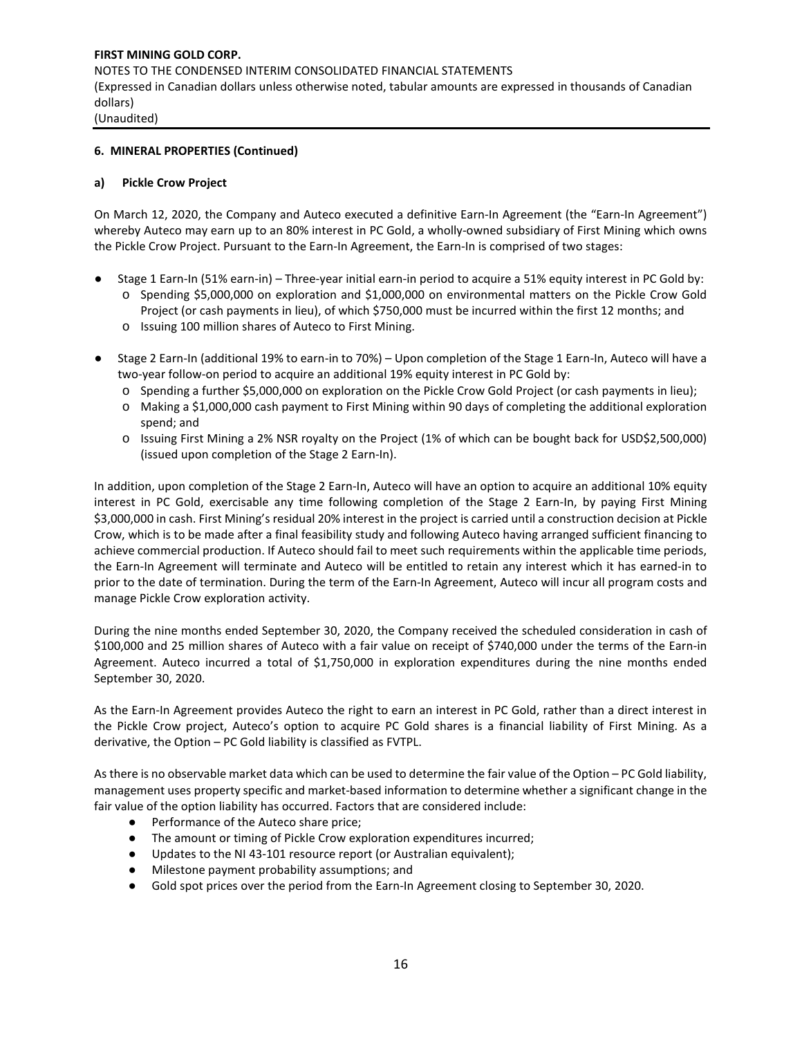## 6. MINERAL PROPERTIES (Continued)

### a) Pickle Crow Project

On March 12, 2020, the Company and Auteco executed a definitive Earn-In Agreement (the "Earn-In Agreement") whereby Auteco may earn up to an 80% interest in PC Gold, a wholly-owned subsidiary of First Mining which owns the Pickle Crow Project. Pursuant to the Earn-In Agreement, the Earn-In is comprised of two stages:

- Stage 1 Earn-In (51% earn-in) – Three-year initial earn-in period to acquire a 51% equity interest in PC Gold by:
  - Spending \$5,000,000 on exploration and \$1,000,000 on environmental matters on the Pickle Crow Gold Project (or cash payments in lieu), of which \$750,000 must be incurred within the first 12 months; and
  - Issuing 100 million shares of Auteco to First Mining.

- Stage 2 Earn-In (additional 19% to earn-in to 70%) – Upon completion of the Stage 1 Earn-In, Auteco will have a two-year follow-on period to acquire an additional 19% equity interest in PC Gold by:
  - Spending a further \$5,000,000 on exploration on the Pickle Crow Gold Project (or cash payments in lieu);
  - Making a \$1,000,000 cash payment to First Mining within 90 days of completing the additional exploration spend; and
  - Issuing First Mining a 2% NSR royalty on the Project (1% of which can be bought back for USD\$2,500,000) (issued upon completion of the Stage 2 Earn-In).

In addition, upon completion of the Stage 2 Earn-In, Auteco will have an option to acquire an additional 10% equity interest in PC Gold, exercisable any time following completion of the Stage 2 Earn-In, by paying First Mining \$3,000,000 in cash. First Mining's residual 20% interest in the project is carried until a construction decision at Pickle Crow, which is to be made after a final feasibility study and following Auteco having arranged sufficient financing to achieve commercial production. If Auteco should fail to meet such requirements within the applicable time periods, the Earn-In Agreement will terminate and Auteco will be entitled to retain any interest which it has earned-in to prior to the date of termination. During the term of the Earn-In Agreement, Auteco will incur all program costs and manage Pickle Crow exploration activity.

During the nine months ended September 30, 2020, the Company received the scheduled consideration in cash of \$100,000 and 25 million shares of Auteco with a fair value on receipt of \$740,000 under the terms of the Earn-in Agreement. Auteco incurred a total of \$1,750,000 in exploration expenditures during the nine months ended September 30, 2020.

As the Earn-In Agreement provides Auteco the right to earn an interest in PC Gold, rather than a direct interest in the Pickle Crow project, Auteco's option to acquire PC Gold shares is a financial liability of First Mining. As a derivative, the Option – PC Gold liability is classified as FVTPL.

As there is no observable market data which can be used to determine the fair value of the Option – PC Gold liability, management uses property specific and market-based information to determine whether a significant change in the fair value of the option liability has occurred. Factors that are considered include:

- Performance of the Auteco share price;
- The amount or timing of Pickle Crow exploration expenditures incurred;
- Updates to the NI 43-101 resource report (or Australian equivalent);
- Milestone payment probability assumptions; and
- Gold spot prices over the period from the Earn-In Agreement closing to September 30, 2020.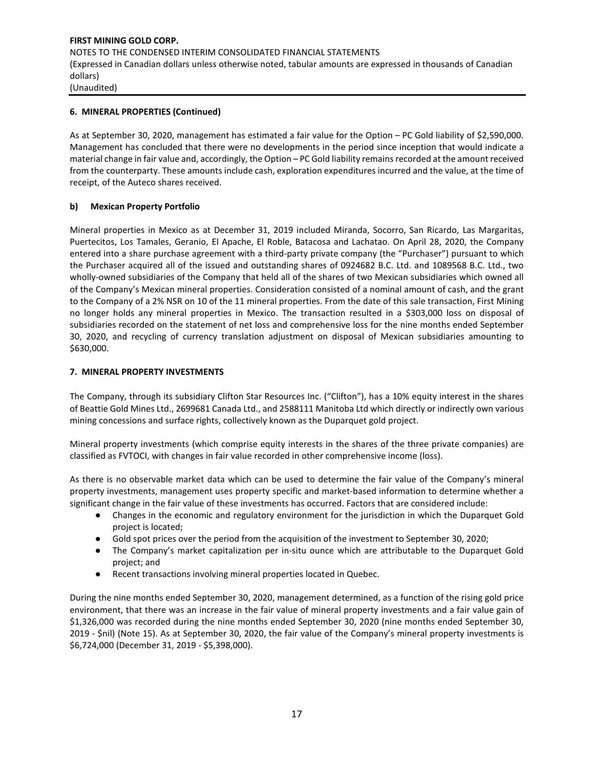**6. MINERAL PROPERTIES (Continued)**

As at September 30, 2020, management has estimated a fair value for the Option – PC Gold liability of $2,590,000. Management has concluded that there were no developments in the period since inception that would indicate a material change in fair value and, accordingly, the Option – PC Gold liability remains recorded at the amount received from the counterparty. These amounts include cash, exploration expenditures incurred and the value, at the time of receipt, of the Auteco shares received.

**b) Mexican Property Portfolio**

Mineral properties in Mexico as at December 31, 2019 included Miranda, Socorro, San Ricardo, Las Margaritas, Puertecitos, Los Tamales, Geranio, El Apache, El Roble, Batacosa and Lachatao. On April 28, 2020, the Company entered into a share purchase agreement with a third-party private company (the "Purchaser") pursuant to which the Purchaser acquired all of the issued and outstanding shares of 0924682 B.C. Ltd. and 1089568 B.C. Ltd., two wholly-owned subsidiaries of the Company that held all of the shares of two Mexican subsidiaries which owned all of the Company's Mexican mineral properties. Consideration consisted of a nominal amount of cash, and the grant to the Company of a 2% NSR on 10 of the 11 mineral properties. From the date of this sale transaction, First Mining no longer holds any mineral properties in Mexico. The transaction resulted in a $303,000 loss on disposal of subsidiaries recorded on the statement of net loss and comprehensive loss for the nine months ended September 30, 2020, and recycling of currency translation adjustment on disposal of Mexican subsidiaries amounting to $630,000.

**7. MINERAL PROPERTY INVESTMENTS**

The Company, through its subsidiary Clifton Star Resources Inc. ("Clifton"), has a 10% equity interest in the shares of Beattie Gold Mines Ltd., 2699681 Canada Ltd., and 2588111 Manitoba Ltd which directly or indirectly own various mining concessions and surface rights, collectively known as the Duparquet gold project.

Mineral property investments (which comprise equity interests in the shares of the three private companies) are classified as FVTOCI, with changes in fair value recorded in other comprehensive income (loss).

As there is no observable market data which can be used to determine the fair value of the Company's mineral property investments, management uses property specific and market-based information to determine whether a significant change in the fair value of these investments has occurred. Factors that are considered include:

- Changes in the economic and regulatory environment for the jurisdiction in which the Duparquet Gold project is located;
- Gold spot prices over the period from the acquisition of the investment to September 30, 2020;
- The Company's market capitalization per in-situ ounce which are attributable to the Duparquet Gold project; and
- Recent transactions involving mineral properties located in Quebec.

During the nine months ended September 30, 2020, management determined, as a function of the rising gold price environment, that there was an increase in the fair value of mineral property investments and a fair value gain of $1,326,000 was recorded during the nine months ended September 30, 2020 (nine months ended September 30, 2019 - $nil) (Note 15). As at September 30, 2020, the fair value of the Company's mineral property investments is $6,724,000 (December 31, 2019 - $5,398,000).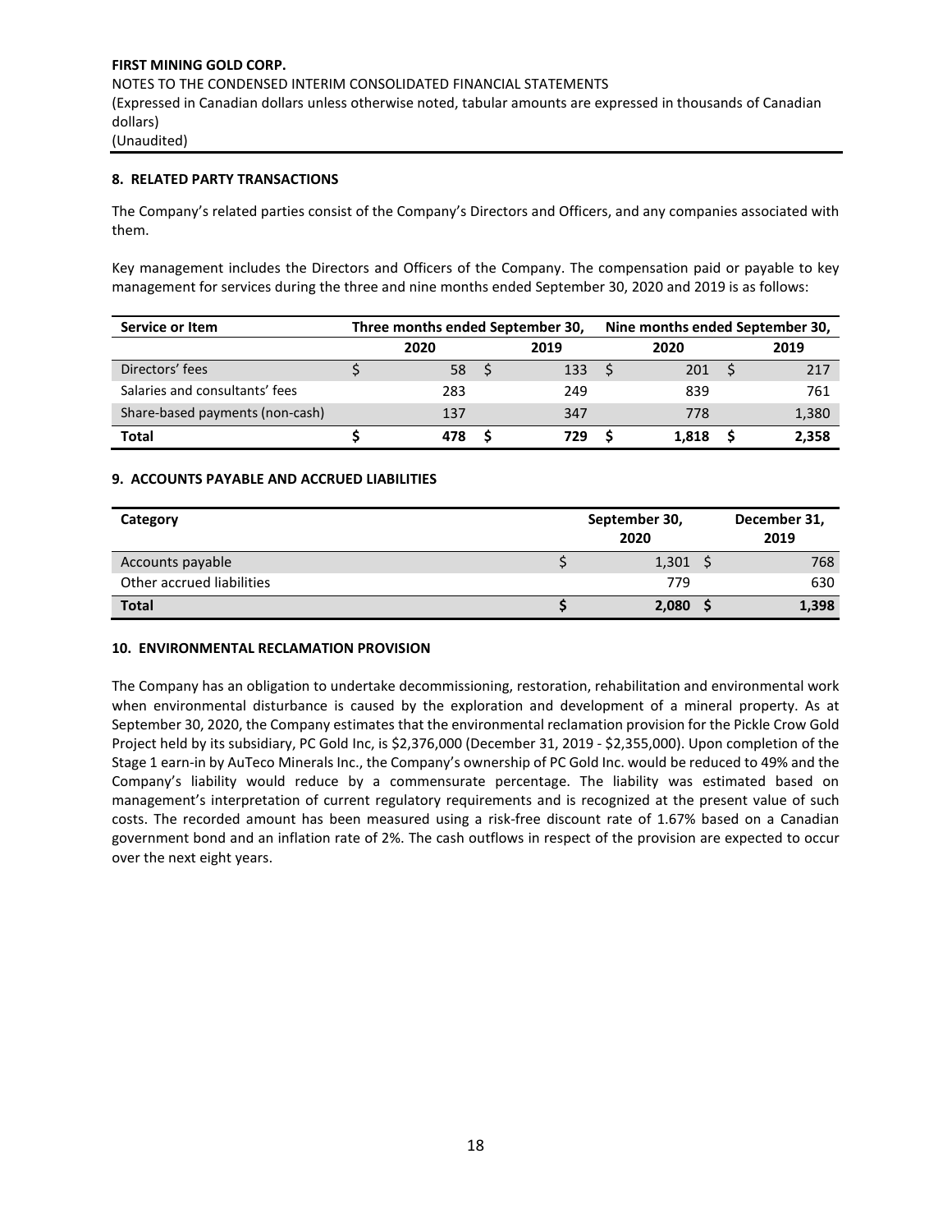## 8. RELATED PARTY TRANSACTIONS

The Company's related parties consist of the Company's Directors and Officers, and any companies associated with them.

Key management includes the Directors and Officers of the Company. The compensation paid or payable to key management for services during the three and nine months ended September 30, 2020 and 2019 is as follows:

| Service or Item | Three months ended September 30, | | Nine months ended September 30, | |
|---|---|---|---|---|
| | 2020 | 2019 | 2020 | 2019 |
| Directors' fees | $ 58 | $ 133 | $ 201 | $ 217 |
| Salaries and consultants' fees | 283 | 249 | 839 | 761 |
| Share-based payments (non-cash) | 137 | 347 | 778 | 1,380 |
| **Total** | **$ 478** | **$ 729** | **$ 1,818** | **$ 2,358** |

## 9. ACCOUNTS PAYABLE AND ACCRUED LIABILITIES

| Category | September 30, 2020 | December 31, 2019 |
|---|---|---|
| Accounts payable | $ 1,301 | $ 768 |
| Other accrued liabilities | 779 | 630 |
| **Total** | **$ 2,080** | **$ 1,398** |

## 10. ENVIRONMENTAL RECLAMATION PROVISION

The Company has an obligation to undertake decommissioning, restoration, rehabilitation and environmental work when environmental disturbance is caused by the exploration and development of a mineral property. As at September 30, 2020, the Company estimates that the environmental reclamation provision for the Pickle Crow Gold Project held by its subsidiary, PC Gold Inc, is $2,376,000 (December 31, 2019 - $2,355,000). Upon completion of the Stage 1 earn-in by AuTeco Minerals Inc., the Company's ownership of PC Gold Inc. would be reduced to 49% and the Company's liability would reduce by a commensurate percentage. The liability was estimated based on management's interpretation of current regulatory requirements and is recognized at the present value of such costs. The recorded amount has been measured using a risk-free discount rate of 1.67% based on a Canadian government bond and an inflation rate of 2%. The cash outflows in respect of the provision are expected to occur over the next eight years.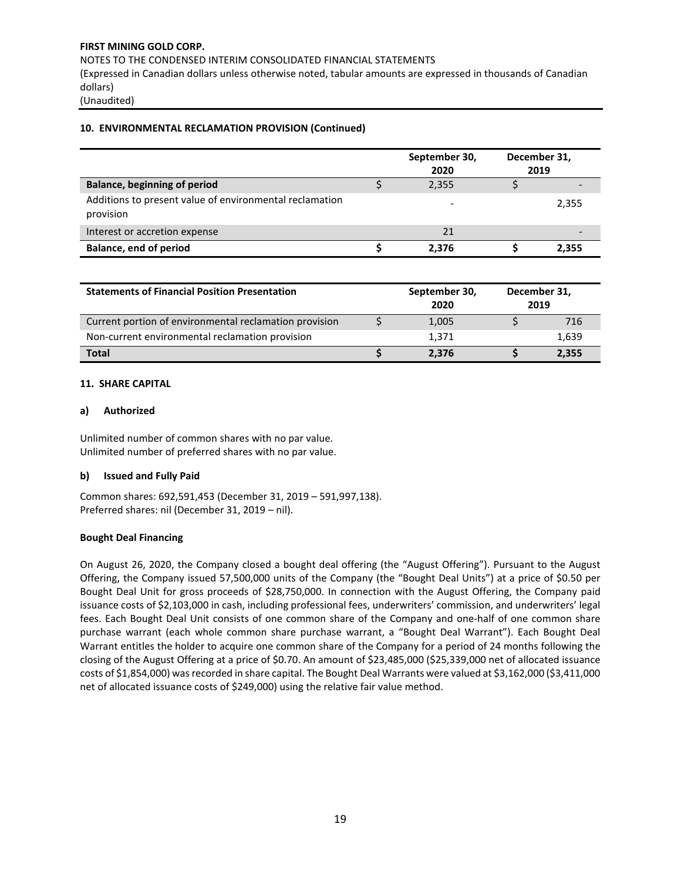## 10. ENVIRONMENTAL RECLAMATION PROVISION (Continued)

| | September 30, 2020 | December 31, 2019 |
|---|---|---|
| **Balance, beginning of period** | $ 2,355 | $ - |
| Additions to present value of environmental reclamation provision | - | 2,355 |
| Interest or accretion expense | 21 | - |
| **Balance, end of period** | **$ 2,376** | **$ 2,355** |

| **Statements of Financial Position Presentation** | September 30, 2020 | December 31, 2019 |
|---|---|---|
| Current portion of environmental reclamation provision | $ 1,005 | $ 716 |
| Non-current environmental reclamation provision | 1,371 | 1,639 |
| **Total** | **$ 2,376** | **$ 2,355** |

## 11. SHARE CAPITAL

### a) Authorized

Unlimited number of common shares with no par value.
Unlimited number of preferred shares with no par value.

### b) Issued and Fully Paid

Common shares: 692,591,453 (December 31, 2019 – 591,997,138).
Preferred shares: nil (December 31, 2019 – nil).

**Bought Deal Financing**

On August 26, 2020, the Company closed a bought deal offering (the "August Offering"). Pursuant to the August Offering, the Company issued 57,500,000 units of the Company (the "Bought Deal Units") at a price of $0.50 per Bought Deal Unit for gross proceeds of $28,750,000. In connection with the August Offering, the Company paid issuance costs of $2,103,000 in cash, including professional fees, underwriters' commission, and underwriters' legal fees. Each Bought Deal Unit consists of one common share of the Company and one-half of one common share purchase warrant (each whole common share purchase warrant, a "Bought Deal Warrant"). Each Bought Deal Warrant entitles the holder to acquire one common share of the Company for a period of 24 months following the closing of the August Offering at a price of $0.70. An amount of $23,485,000 ($25,339,000 net of allocated issuance costs of $1,854,000) was recorded in share capital. The Bought Deal Warrants were valued at $3,162,000 ($3,411,000 net of allocated issuance costs of $249,000) using the relative fair value method.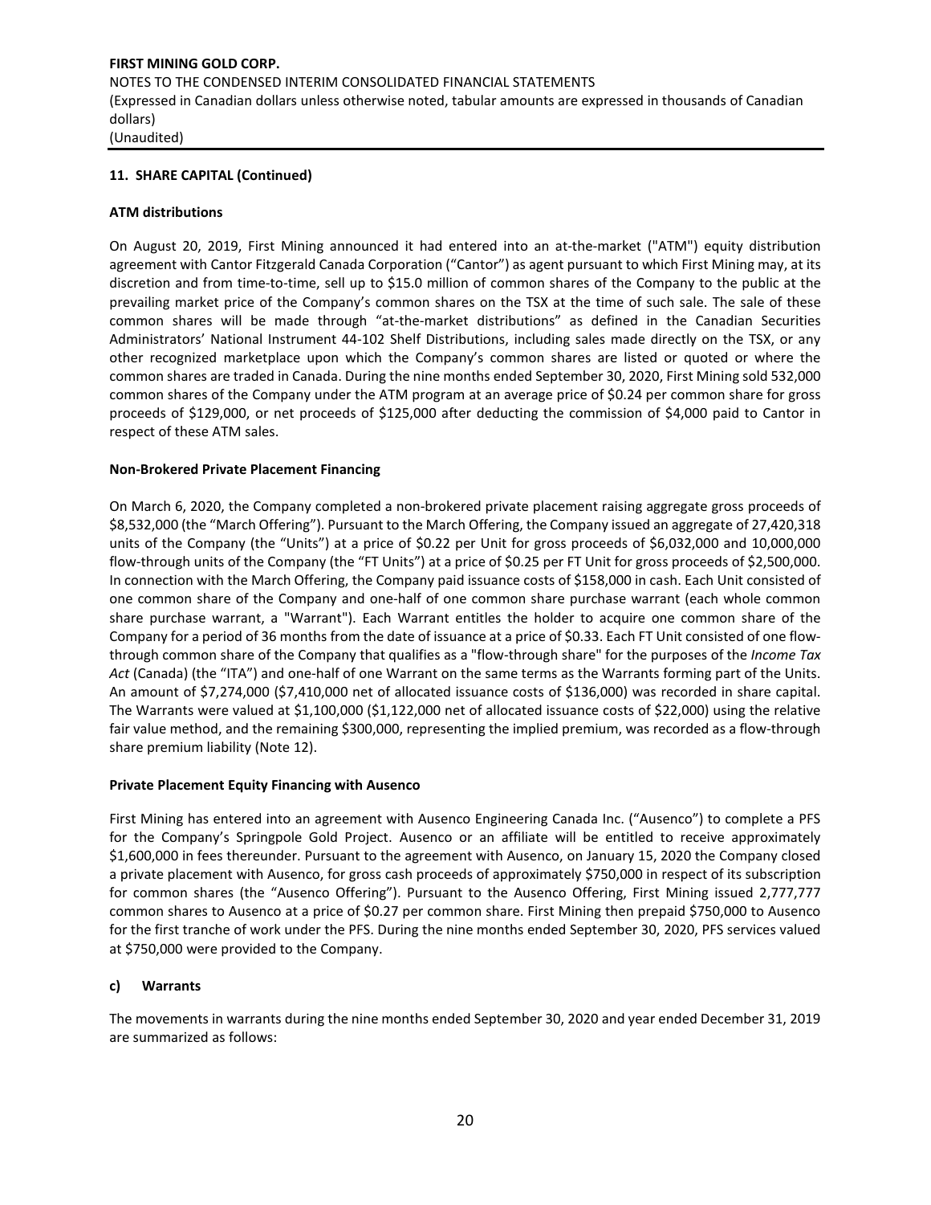### 11. SHARE CAPITAL (Continued)

**ATM distributions**

On August 20, 2019, First Mining announced it had entered into an at-the-market ("ATM") equity distribution agreement with Cantor Fitzgerald Canada Corporation ("Cantor") as agent pursuant to which First Mining may, at its discretion and from time-to-time, sell up to $15.0 million of common shares of the Company to the public at the prevailing market price of the Company's common shares on the TSX at the time of such sale. The sale of these common shares will be made through "at-the-market distributions" as defined in the Canadian Securities Administrators' National Instrument 44-102 Shelf Distributions, including sales made directly on the TSX, or any other recognized marketplace upon which the Company's common shares are listed or quoted or where the common shares are traded in Canada. During the nine months ended September 30, 2020, First Mining sold 532,000 common shares of the Company under the ATM program at an average price of $0.24 per common share for gross proceeds of $129,000, or net proceeds of $125,000 after deducting the commission of $4,000 paid to Cantor in respect of these ATM sales.

**Non-Brokered Private Placement Financing**

On March 6, 2020, the Company completed a non-brokered private placement raising aggregate gross proceeds of $8,532,000 (the "March Offering"). Pursuant to the March Offering, the Company issued an aggregate of 27,420,318 units of the Company (the "Units") at a price of $0.22 per Unit for gross proceeds of $6,032,000 and 10,000,000 flow-through units of the Company (the "FT Units") at a price of $0.25 per FT Unit for gross proceeds of $2,500,000. In connection with the March Offering, the Company paid issuance costs of $158,000 in cash. Each Unit consisted of one common share of the Company and one-half of one common share purchase warrant (each whole common share purchase warrant, a "Warrant"). Each Warrant entitles the holder to acquire one common share of the Company for a period of 36 months from the date of issuance at a price of $0.33. Each FT Unit consisted of one flow-through common share of the Company that qualifies as a "flow-through share" for the purposes of the *Income Tax Act* (Canada) (the "ITA") and one-half of one Warrant on the same terms as the Warrants forming part of the Units. An amount of $7,274,000 ($7,410,000 net of allocated issuance costs of $136,000) was recorded in share capital. The Warrants were valued at $1,100,000 ($1,122,000 net of allocated issuance costs of $22,000) using the relative fair value method, and the remaining $300,000, representing the implied premium, was recorded as a flow-through share premium liability (Note 12).

**Private Placement Equity Financing with Ausenco**

First Mining has entered into an agreement with Ausenco Engineering Canada Inc. ("Ausenco") to complete a PFS for the Company's Springpole Gold Project. Ausenco or an affiliate will be entitled to receive approximately $1,600,000 in fees thereunder. Pursuant to the agreement with Ausenco, on January 15, 2020 the Company closed a private placement with Ausenco, for gross cash proceeds of approximately $750,000 in respect of its subscription for common shares (the "Ausenco Offering"). Pursuant to the Ausenco Offering, First Mining issued 2,777,777 common shares to Ausenco at a price of $0.27 per common share. First Mining then prepaid $750,000 to Ausenco for the first tranche of work under the PFS. During the nine months ended September 30, 2020, PFS services valued at $750,000 were provided to the Company.

**c) Warrants**

The movements in warrants during the nine months ended September 30, 2020 and year ended December 31, 2019 are summarized as follows: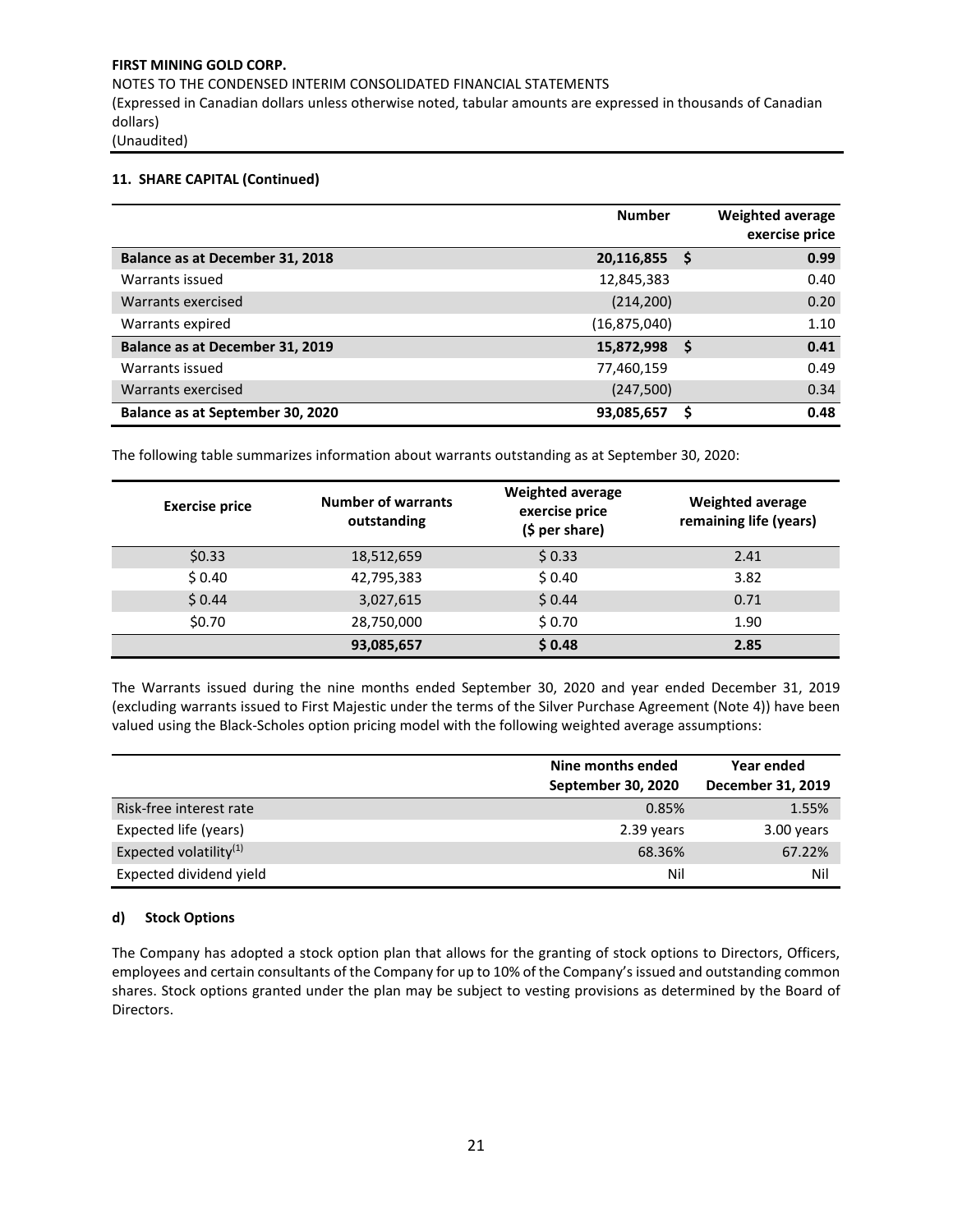## 11. SHARE CAPITAL (Continued)

| | Number | Weighted average exercise price |
|---|---|---|
| **Balance as at December 31, 2018** | **20,116,855** | **$ 0.99** |
| Warrants issued | 12,845,383 | 0.40 |
| Warrants exercised | (214,200) | 0.20 |
| Warrants expired | (16,875,040) | 1.10 |
| **Balance as at December 31, 2019** | **15,872,998** | **$ 0.41** |
| Warrants issued | 77,460,159 | 0.49 |
| Warrants exercised | (247,500) | 0.34 |
| **Balance as at September 30, 2020** | **93,085,657** | **$ 0.48** |

The following table summarizes information about warrants outstanding as at September 30, 2020:

| Exercise price | Number of warrants outstanding | Weighted average exercise price ($ per share) | Weighted average remaining life (years) |
|---|---|---|---|
| $0.33 | 18,512,659 | $ 0.33 | 2.41 |
| $ 0.40 | 42,795,383 | $ 0.40 | 3.82 |
| $ 0.44 | 3,027,615 | $ 0.44 | 0.71 |
| $0.70 | 28,750,000 | $ 0.70 | 1.90 |
| | **93,085,657** | **$ 0.48** | **2.85** |

The Warrants issued during the nine months ended September 30, 2020 and year ended December 31, 2019 (excluding warrants issued to First Majestic under the terms of the Silver Purchase Agreement (Note 4)) have been valued using the Black-Scholes option pricing model with the following weighted average assumptions:

| | Nine months ended September 30, 2020 | Year ended December 31, 2019 |
|---|---|---|
| Risk-free interest rate | 0.85% | 1.55% |
| Expected life (years) | 2.39 years | 3.00 years |
| Expected volatility(1) | 68.36% | 67.22% |
| Expected dividend yield | Nil | Nil |

### d) Stock Options

The Company has adopted a stock option plan that allows for the granting of stock options to Directors, Officers, employees and certain consultants of the Company for up to 10% of the Company's issued and outstanding common shares. Stock options granted under the plan may be subject to vesting provisions as determined by the Board of Directors.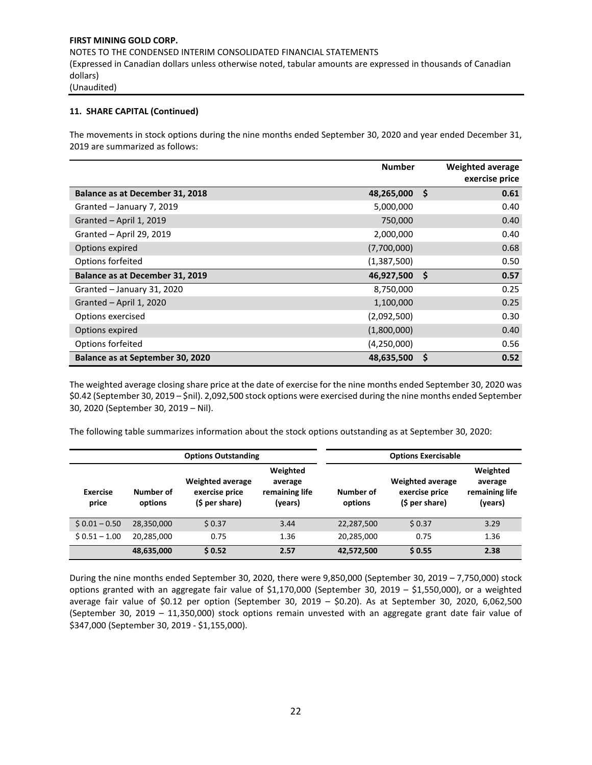**FIRST MINING GOLD CORP.**
NOTES TO THE CONDENSED INTERIM CONSOLIDATED FINANCIAL STATEMENTS
(Expressed in Canadian dollars unless otherwise noted, tabular amounts are expressed in thousands of Canadian dollars)
(Unaudited)

**11. SHARE CAPITAL (Continued)**

The movements in stock options during the nine months ended September 30, 2020 and year ended December 31, 2019 are summarized as follows:

| | Number | Weighted average exercise price |
|---|---|---|
| **Balance as at December 31, 2018** | **48,265,000** | **$ 0.61** |
| Granted – January 7, 2019 | 5,000,000 | 0.40 |
| Granted – April 1, 2019 | 750,000 | 0.40 |
| Granted – April 29, 2019 | 2,000,000 | 0.40 |
| Options expired | (7,700,000) | 0.68 |
| Options forfeited | (1,387,500) | 0.50 |
| **Balance as at December 31, 2019** | **46,927,500** | **$ 0.57** |
| Granted – January 31, 2020 | 8,750,000 | 0.25 |
| Granted – April 1, 2020 | 1,100,000 | 0.25 |
| Options exercised | (2,092,500) | 0.30 |
| Options expired | (1,800,000) | 0.40 |
| Options forfeited | (4,250,000) | 0.56 |
| **Balance as at September 30, 2020** | **48,635,500** | **$ 0.52** |

The weighted average closing share price at the date of exercise for the nine months ended September 30, 2020 was $0.42 (September 30, 2019 – $nil). 2,092,500 stock options were exercised during the nine months ended September 30, 2020 (September 30, 2019 – Nil).

The following table summarizes information about the stock options outstanding as at September 30, 2020:

| | Options Outstanding | | | Options Exercisable | | |
|---|---|---|---|---|---|---|
| Exercise price | Number of options | Weighted average exercise price ($ per share) | Weighted average remaining life (years) | Number of options | Weighted average exercise price ($ per share) | Weighted average remaining life (years) |
| $ 0.01 – 0.50 | 28,350,000 | $ 0.37 | 3.44 | 22,287,500 | $ 0.37 | 3.29 |
| $ 0.51 – 1.00 | 20,285,000 | 0.75 | 1.36 | 20,285,000 | 0.75 | 1.36 |
| | **48,635,000** | **$ 0.52** | **2.57** | **42,572,500** | **$ 0.55** | **2.38** |

During the nine months ended September 30, 2020, there were 9,850,000 (September 30, 2019 – 7,750,000) stock options granted with an aggregate fair value of $1,170,000 (September 30, 2019 – $1,550,000), or a weighted average fair value of $0.12 per option (September 30, 2019 – $0.20). As at September 30, 2020, 6,062,500 (September 30, 2019 – 11,350,000) stock options remain unvested with an aggregate grant date fair value of $347,000 (September 30, 2019 - $1,155,000).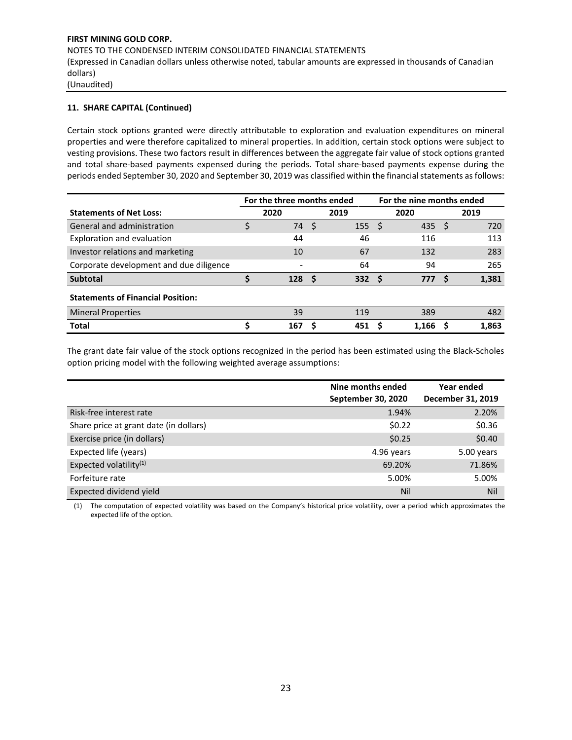## 11. SHARE CAPITAL (Continued)

Certain stock options granted were directly attributable to exploration and evaluation expenditures on mineral properties and were therefore capitalized to mineral properties. In addition, certain stock options were subject to vesting provisions. These two factors result in differences between the aggregate fair value of stock options granted and total share-based payments expensed during the periods. Total share-based payments expense during the periods ended September 30, 2020 and September 30, 2019 was classified within the financial statements as follows:

| | For the three months ended | | For the nine months ended | |
|---|---|---|---|---|
| **Statements of Net Loss:** | **2020** | **2019** | **2020** | **2019** |
| General and administration | $ 74 | $ 155 | $ 435 | $ 720 |
| Exploration and evaluation | 44 | 46 | 116 | 113 |
| Investor relations and marketing | 10 | 67 | 132 | 283 |
| Corporate development and due diligence | - | 64 | 94 | 265 |
| **Subtotal** | **$ 128** | **$ 332** | **$ 777** | **$ 1,381** |
| **Statements of Financial Position:** | | | | |
| Mineral Properties | 39 | 119 | 389 | 482 |
| **Total** | **$ 167** | **$ 451** | **$ 1,166** | **$ 1,863** |

The grant date fair value of the stock options recognized in the period has been estimated using the Black-Scholes option pricing model with the following weighted average assumptions:

| | Nine months ended September 30, 2020 | Year ended December 31, 2019 |
|---|---|---|
| Risk-free interest rate | 1.94% | 2.20% |
| Share price at grant date (in dollars) | $0.22 | $0.36 |
| Exercise price (in dollars) | $0.25 | $0.40 |
| Expected life (years) | 4.96 years | 5.00 years |
| Expected volatility(1) | 69.20% | 71.86% |
| Forfeiture rate | 5.00% | 5.00% |
| Expected dividend yield | Nil | Nil |

(1) The computation of expected volatility was based on the Company's historical price volatility, over a period which approximates the expected life of the option.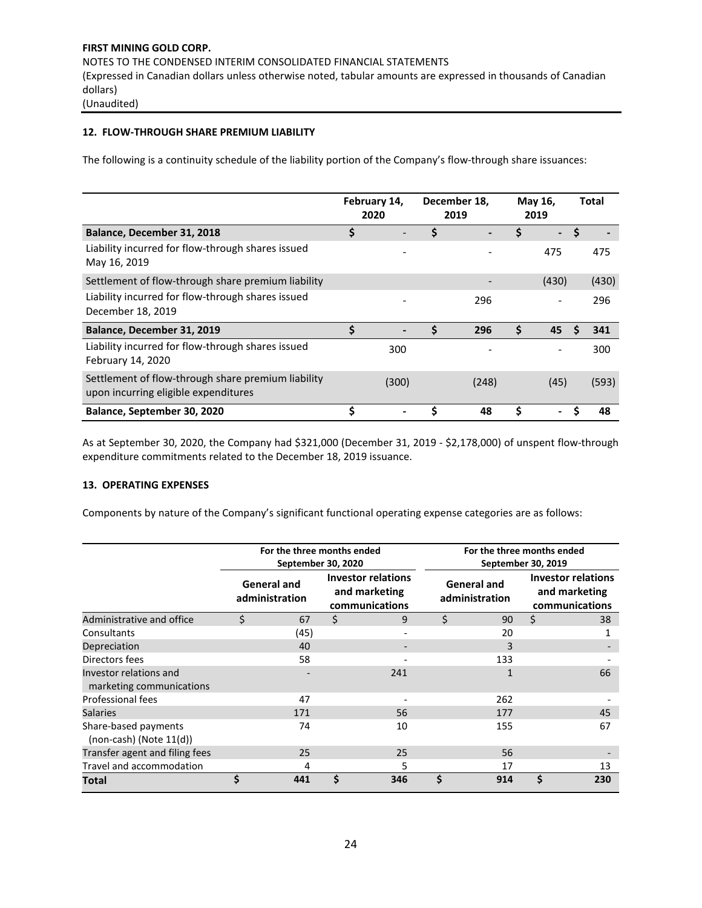## 12. FLOW-THROUGH SHARE PREMIUM LIABILITY

The following is a continuity schedule of the liability portion of the Company's flow-through share issuances:

| | February 14, 2020 | December 18, 2019 | May 16, 2019 | Total |
|---|---|---|---|---|
| **Balance, December 31, 2018** | $ - | $ - | $ - | $ - |
| Liability incurred for flow-through shares issued May 16, 2019 | - | - | 475 | 475 |
| Settlement of flow-through share premium liability | | - | (430) | (430) |
| Liability incurred for flow-through shares issued December 18, 2019 | - | 296 | - | 296 |
| **Balance, December 31, 2019** | **$ -** | **$ 296** | **$ 45** | **$ 341** |
| Liability incurred for flow-through shares issued February 14, 2020 | 300 | - | - | 300 |
| Settlement of flow-through share premium liability upon incurring eligible expenditures | (300) | (248) | (45) | (593) |
| **Balance, September 30, 2020** | **$ -** | **$ 48** | **$ -** | **$ 48** |

As at September 30, 2020, the Company had $321,000 (December 31, 2019 - $2,178,000) of unspent flow-through expenditure commitments related to the December 18, 2019 issuance.

## 13. OPERATING EXPENSES

Components by nature of the Company's significant functional operating expense categories are as follows:

| | For the three months ended September 30, 2020 | | For the three months ended September 30, 2019 | |
|---|---|---|---|---|
| | General and administration | Investor relations and marketing communications | General and administration | Investor relations and marketing communications |
| Administrative and office | $ 67 | $ 9 | $ 90 | $ 38 |
| Consultants | (45) | - | 20 | 1 |
| Depreciation | 40 | - | 3 | - |
| Directors fees | 58 | - | 133 | - |
| Investor relations and marketing communications | - | 241 | 1 | 66 |
| Professional fees | 47 | - | 262 | - |
| Salaries | 171 | 56 | 177 | 45 |
| Share-based payments (non-cash) (Note 11(d)) | 74 | 10 | 155 | 67 |
| Transfer agent and filing fees | 25 | 25 | 56 | - |
| Travel and accommodation | 4 | 5 | 17 | 13 |
| **Total** | **$ 441** | **$ 346** | **$ 914** | **$ 230** |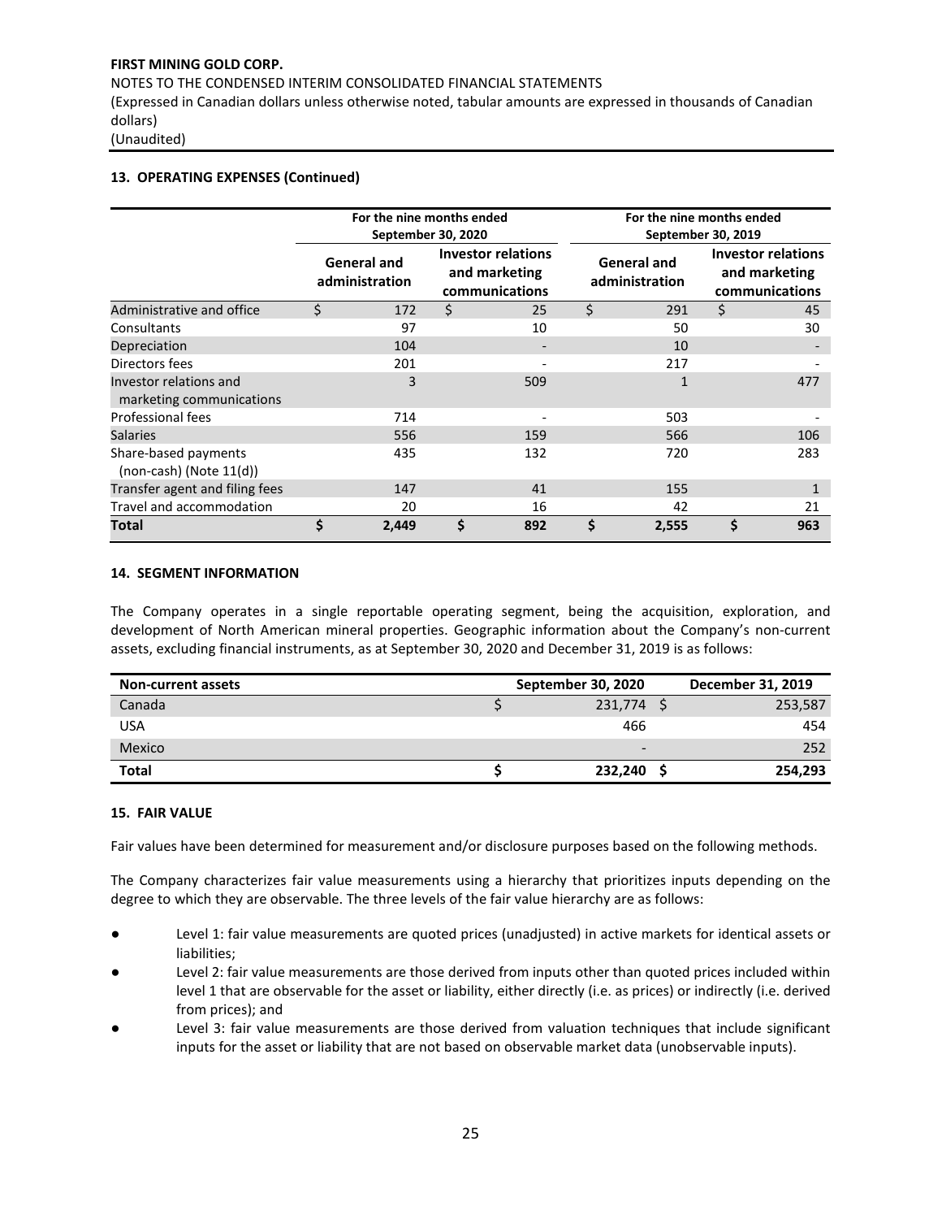## 13. OPERATING EXPENSES (Continued)

| | For the nine months ended September 30, 2020 | | For the nine months ended September 30, 2019 | |
|---|---|---|---|---|
| | General and administration | Investor relations and marketing communications | General and administration | Investor relations and marketing communications |
| Administrative and office | $ 172 | $ 25 | $ 291 | $ 45 |
| Consultants | 97 | 10 | 50 | 30 |
| Depreciation | 104 | - | 10 | - |
| Directors fees | 201 | - | 217 | - |
| Investor relations and marketing communications | 3 | 509 | 1 | 477 |
| Professional fees | 714 | - | 503 | - |
| Salaries | 556 | 159 | 566 | 106 |
| Share-based payments (non-cash) (Note 11(d)) | 435 | 132 | 720 | 283 |
| Transfer agent and filing fees | 147 | 41 | 155 | 1 |
| Travel and accommodation | 20 | 16 | 42 | 21 |
| **Total** | **$ 2,449** | **$ 892** | **$ 2,555** | **$ 963** |

## 14. SEGMENT INFORMATION

The Company operates in a single reportable operating segment, being the acquisition, exploration, and development of North American mineral properties. Geographic information about the Company's non-current assets, excluding financial instruments, as at September 30, 2020 and December 31, 2019 is as follows:

| Non-current assets | September 30, 2020 | December 31, 2019 |
|---|---|---|
| Canada | $ 231,774 | $ 253,587 |
| USA | 466 | 454 |
| Mexico | - | 252 |
| **Total** | **$ 232,240** | **$ 254,293** |

## 15. FAIR VALUE

Fair values have been determined for measurement and/or disclosure purposes based on the following methods.

The Company characterizes fair value measurements using a hierarchy that prioritizes inputs depending on the degree to which they are observable. The three levels of the fair value hierarchy are as follows:

- Level 1: fair value measurements are quoted prices (unadjusted) in active markets for identical assets or liabilities;
- Level 2: fair value measurements are those derived from inputs other than quoted prices included within level 1 that are observable for the asset or liability, either directly (i.e. as prices) or indirectly (i.e. derived from prices); and
- Level 3: fair value measurements are those derived from valuation techniques that include significant inputs for the asset or liability that are not based on observable market data (unobservable inputs).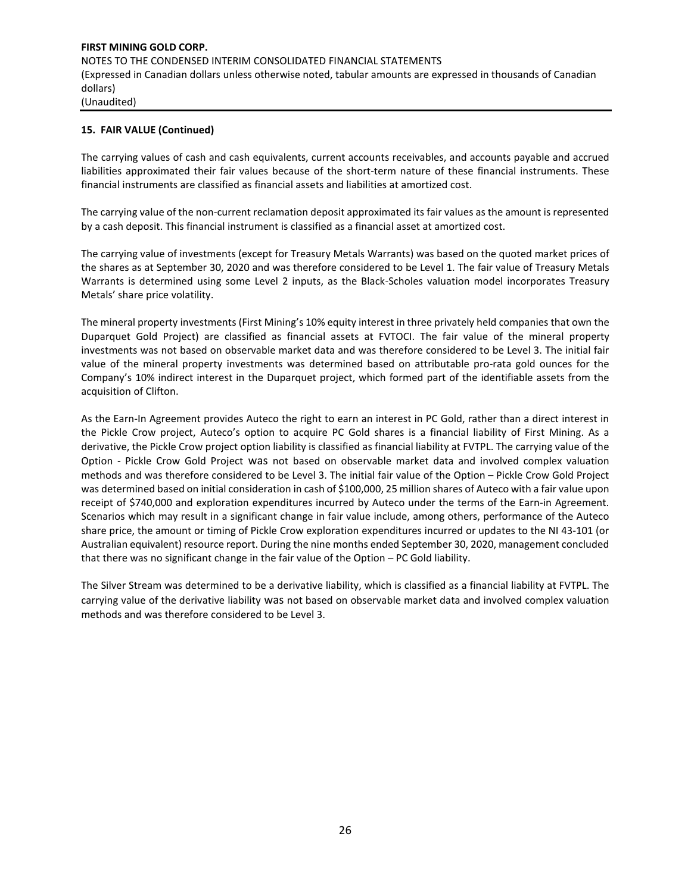### 15. FAIR VALUE (Continued)

The carrying values of cash and cash equivalents, current accounts receivables, and accounts payable and accrued liabilities approximated their fair values because of the short-term nature of these financial instruments. These financial instruments are classified as financial assets and liabilities at amortized cost.

The carrying value of the non-current reclamation deposit approximated its fair values as the amount is represented by a cash deposit. This financial instrument is classified as a financial asset at amortized cost.

The carrying value of investments (except for Treasury Metals Warrants) was based on the quoted market prices of the shares as at September 30, 2020 and was therefore considered to be Level 1. The fair value of Treasury Metals Warrants is determined using some Level 2 inputs, as the Black-Scholes valuation model incorporates Treasury Metals' share price volatility.

The mineral property investments (First Mining's 10% equity interest in three privately held companies that own the Duparquet Gold Project) are classified as financial assets at FVTOCI. The fair value of the mineral property investments was not based on observable market data and was therefore considered to be Level 3. The initial fair value of the mineral property investments was determined based on attributable pro-rata gold ounces for the Company's 10% indirect interest in the Duparquet project, which formed part of the identifiable assets from the acquisition of Clifton.

As the Earn-In Agreement provides Auteco the right to earn an interest in PC Gold, rather than a direct interest in the Pickle Crow project, Auteco's option to acquire PC Gold shares is a financial liability of First Mining. As a derivative, the Pickle Crow project option liability is classified as financial liability at FVTPL. The carrying value of the Option - Pickle Crow Gold Project was not based on observable market data and involved complex valuation methods and was therefore considered to be Level 3. The initial fair value of the Option – Pickle Crow Gold Project was determined based on initial consideration in cash of $100,000, 25 million shares of Auteco with a fair value upon receipt of $740,000 and exploration expenditures incurred by Auteco under the terms of the Earn-in Agreement. Scenarios which may result in a significant change in fair value include, among others, performance of the Auteco share price, the amount or timing of Pickle Crow exploration expenditures incurred or updates to the NI 43-101 (or Australian equivalent) resource report. During the nine months ended September 30, 2020, management concluded that there was no significant change in the fair value of the Option – PC Gold liability.

The Silver Stream was determined to be a derivative liability, which is classified as a financial liability at FVTPL. The carrying value of the derivative liability was not based on observable market data and involved complex valuation methods and was therefore considered to be Level 3.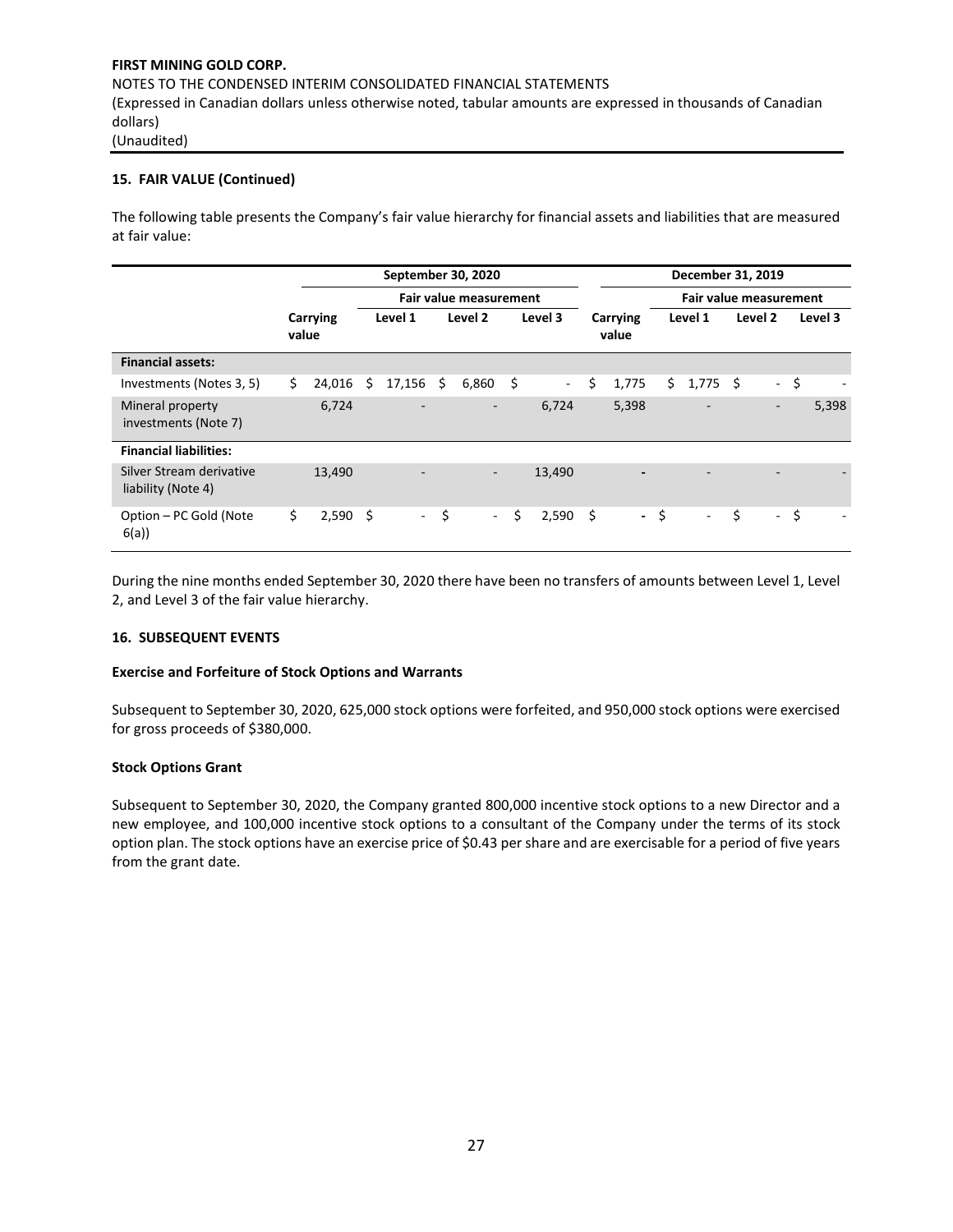## 15. FAIR VALUE (Continued)

The following table presents the Company's fair value hierarchy for financial assets and liabilities that are measured at fair value:

| | September 30, 2020 | | | | December 31, 2019 | | | |
|---|---|---|---|---|---|---|---|---|
| | | Fair value measurement | | | | Fair value measurement | | |
| | Carrying value | Level 1 | Level 2 | Level 3 | Carrying value | Level 1 | Level 2 | Level 3 |
| **Financial assets:** | | | | | | | | |
| Investments (Notes 3, 5) | $ 24,016 | $ 17,156 | $ 6,860 | $ - | $ 1,775 | $ 1,775 | $ - | $ - |
| Mineral property investments (Note 7) | 6,724 | - | - | 6,724 | 5,398 | - | - | 5,398 |
| **Financial liabilities:** | | | | | | | | |
| Silver Stream derivative liability (Note 4) | 13,490 | - | - | 13,490 | - | - | - | - |
| Option – PC Gold (Note 6(a)) | $ 2,590 | $ - | $ - | $ 2,590 | $ - | $ - | $ - | $ - |

During the nine months ended September 30, 2020 there have been no transfers of amounts between Level 1, Level 2, and Level 3 of the fair value hierarchy.

## 16. SUBSEQUENT EVENTS

### Exercise and Forfeiture of Stock Options and Warrants

Subsequent to September 30, 2020, 625,000 stock options were forfeited, and 950,000 stock options were exercised for gross proceeds of $380,000.

### Stock Options Grant

Subsequent to September 30, 2020, the Company granted 800,000 incentive stock options to a new Director and a new employee, and 100,000 incentive stock options to a consultant of the Company under the terms of its stock option plan. The stock options have an exercise price of $0.43 per share and are exercisable for a period of five years from the grant date.